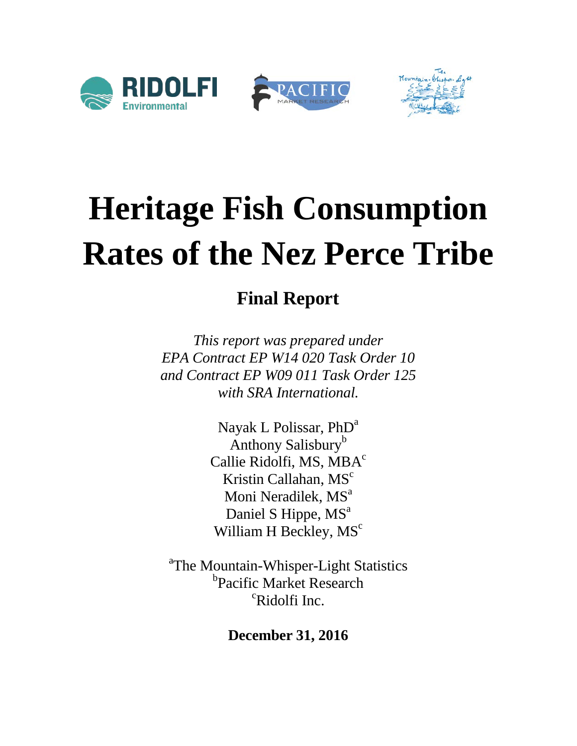# Heritage Fish Consumption Rates of the Nez Perce Tribe

## Final Report

*This report was prepared under*
*EPA Contract EP W14 020 Task Order 10*
*and Contract EP W09 011 Task Order 125*
*with SRA International.*

Nayak L Polissar, PhD[a]
Anthony Salisbury[b]
Callie Ridolfi, MS, MBA[c]
Kristin Callahan, MS[c]
Moni Neradilek, MS[a]
Daniel S Hippe, MS[a]
William H Beckley, MS[c]

[a]The Mountain-Whisper-Light Statistics
[b]Pacific Market Research
[c]Ridolfi Inc.

**December 31, 2016**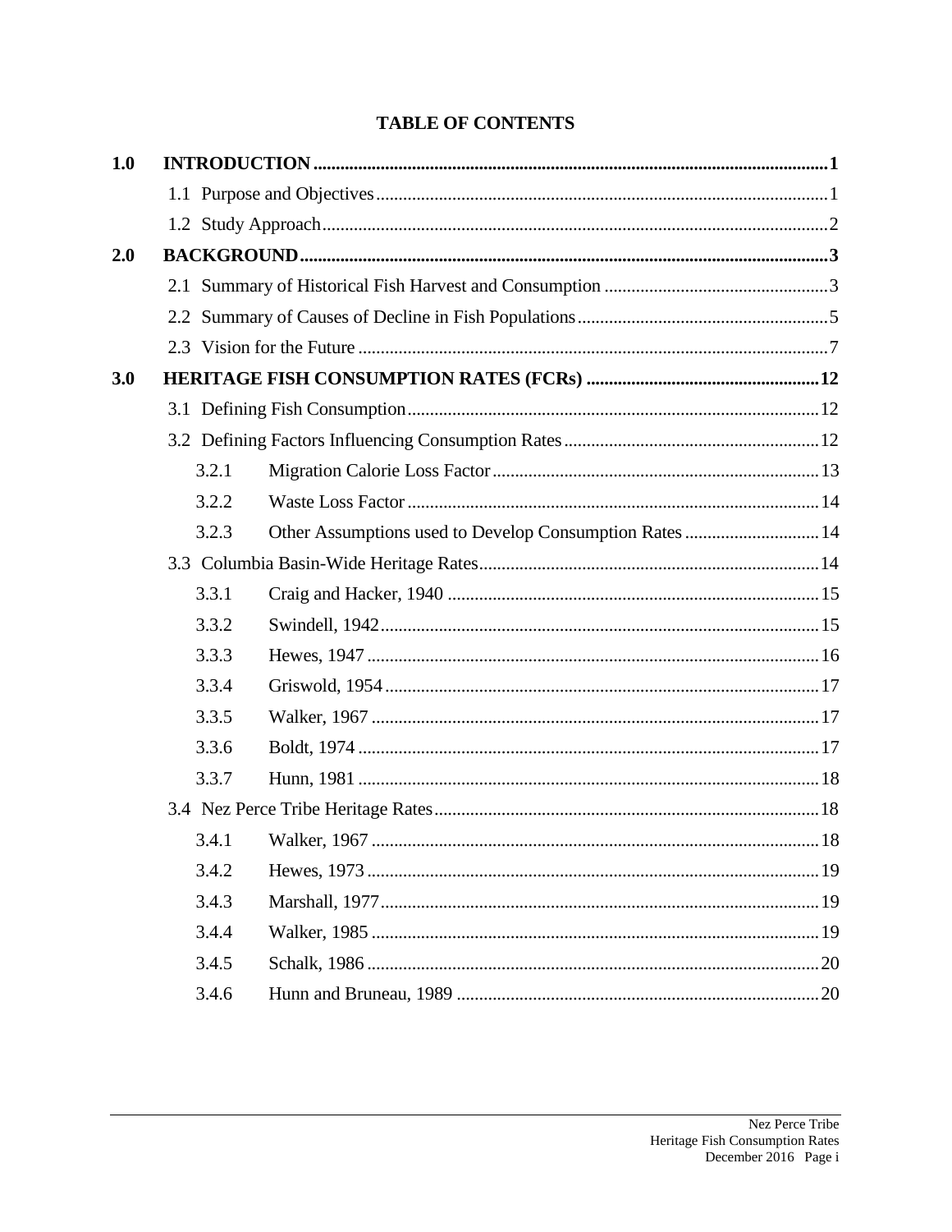# TABLE OF CONTENTS

**1.0 INTRODUCTION** .......... **1**

- 1.1 Purpose and Objectives .......... 1
- 1.2 Study Approach .......... 2

**2.0 BACKGROUND** .......... **3**

- 2.1 Summary of Historical Fish Harvest and Consumption .......... 3
- 2.2 Summary of Causes of Decline in Fish Populations .......... 5
- 2.3 Vision for the Future .......... 7

**3.0 HERITAGE FISH CONSUMPTION RATES (FCRs)** .......... **12**

- 3.1 Defining Fish Consumption .......... 12
- 3.2 Defining Factors Influencing Consumption Rates .......... 12
  - 3.2.1 Migration Calorie Loss Factor .......... 13
  - 3.2.2 Waste Loss Factor .......... 14
  - 3.2.3 Other Assumptions used to Develop Consumption Rates .......... 14
- 3.3 Columbia Basin-Wide Heritage Rates .......... 14
  - 3.3.1 Craig and Hacker, 1940 .......... 15
  - 3.3.2 Swindell, 1942 .......... 15
  - 3.3.3 Hewes, 1947 .......... 16
  - 3.3.4 Griswold, 1954 .......... 17
  - 3.3.5 Walker, 1967 .......... 17
  - 3.3.6 Boldt, 1974 .......... 17
  - 3.3.7 Hunn, 1981 .......... 18
- 3.4 Nez Perce Tribe Heritage Rates .......... 18
  - 3.4.1 Walker, 1967 .......... 18
  - 3.4.2 Hewes, 1973 .......... 19
  - 3.4.3 Marshall, 1977 .......... 19
  - 3.4.4 Walker, 1985 .......... 19
  - 3.4.5 Schalk, 1986 .......... 20
  - 3.4.6 Hunn and Bruneau, 1989 .......... 20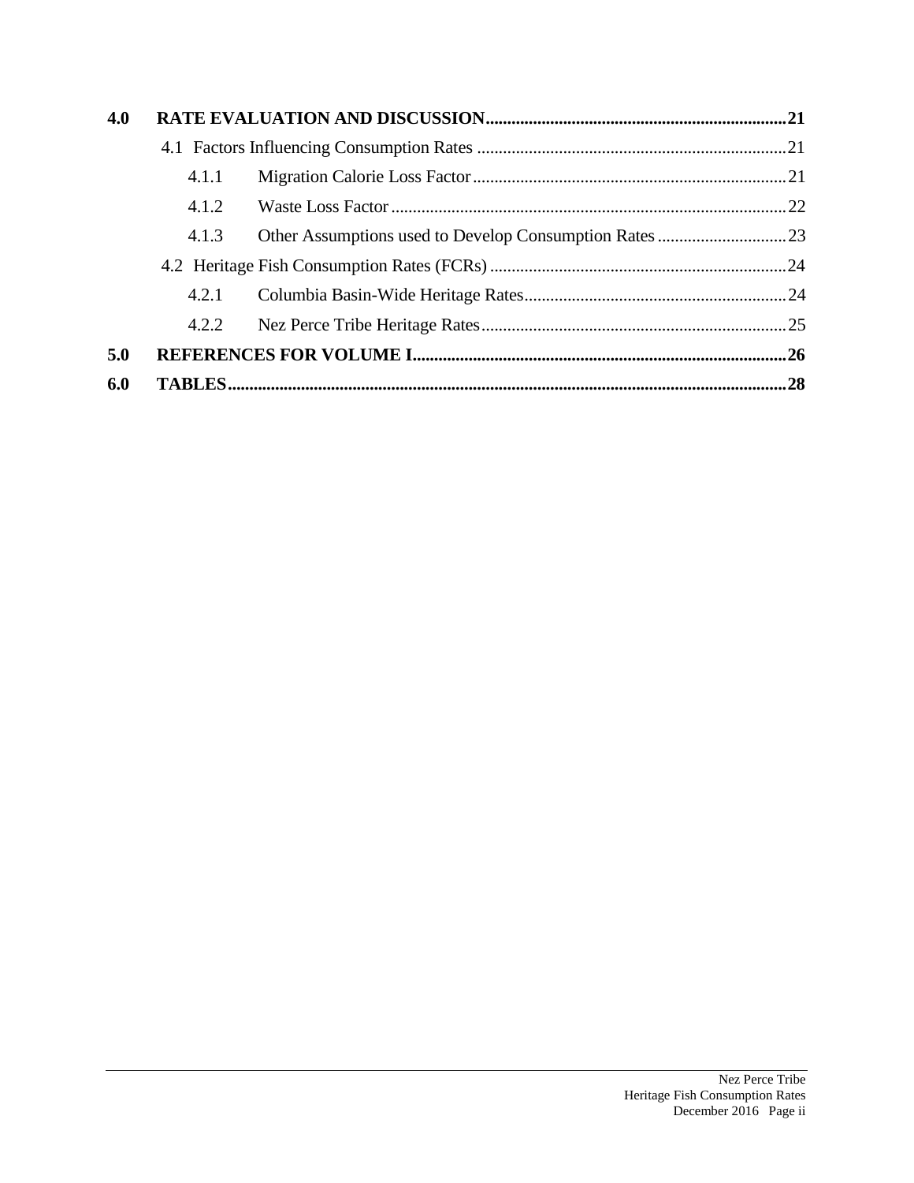**4.0 RATE EVALUATION AND DISCUSSION....................................................................21**

4.1 Factors Influencing Consumption Rates ........................................................................21

4.1.1 Migration Calorie Loss Factor.........................................................................21

4.1.2 Waste Loss Factor...........................................................................................22

4.1.3 Other Assumptions used to Develop Consumption Rates ..............................23

4.2 Heritage Fish Consumption Rates (FCRs) .....................................................................24

4.2.1 Columbia Basin-Wide Heritage Rates.............................................................24

4.2.2 Nez Perce Tribe Heritage Rates.......................................................................25

**5.0 REFERENCES FOR VOLUME I......................................................................................26**

**6.0 TABLES.................................................................................................................................28**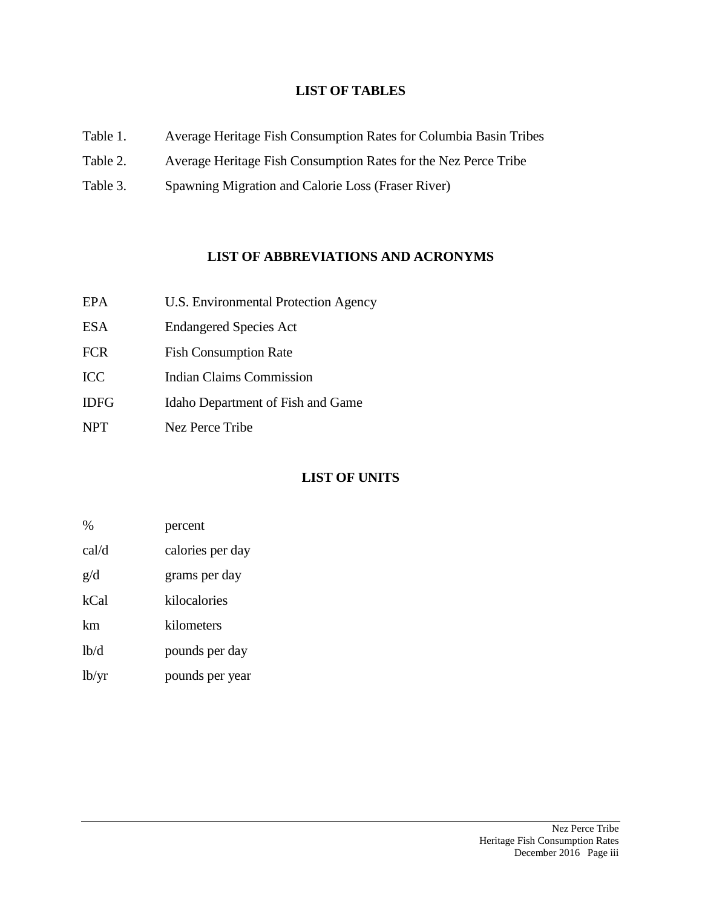## LIST OF TABLES

| | |
|---|---|
| Table 1. | Average Heritage Fish Consumption Rates for Columbia Basin Tribes |
| Table 2. | Average Heritage Fish Consumption Rates for the Nez Perce Tribe |
| Table 3. | Spawning Migration and Calorie Loss (Fraser River) |

## LIST OF ABBREVIATIONS AND ACRONYMS

| | |
|---|---|
| EPA | U.S. Environmental Protection Agency |
| ESA | Endangered Species Act |
| FCR | Fish Consumption Rate |
| ICC | Indian Claims Commission |
| IDFG | Idaho Department of Fish and Game |
| NPT | Nez Perce Tribe |

## LIST OF UNITS

| | |
|---|---|
| % | percent |
| cal/d | calories per day |
| g/d | grams per day |
| kCal | kilocalories |
| km | kilometers |
| lb/d | pounds per day |
| lb/yr | pounds per year |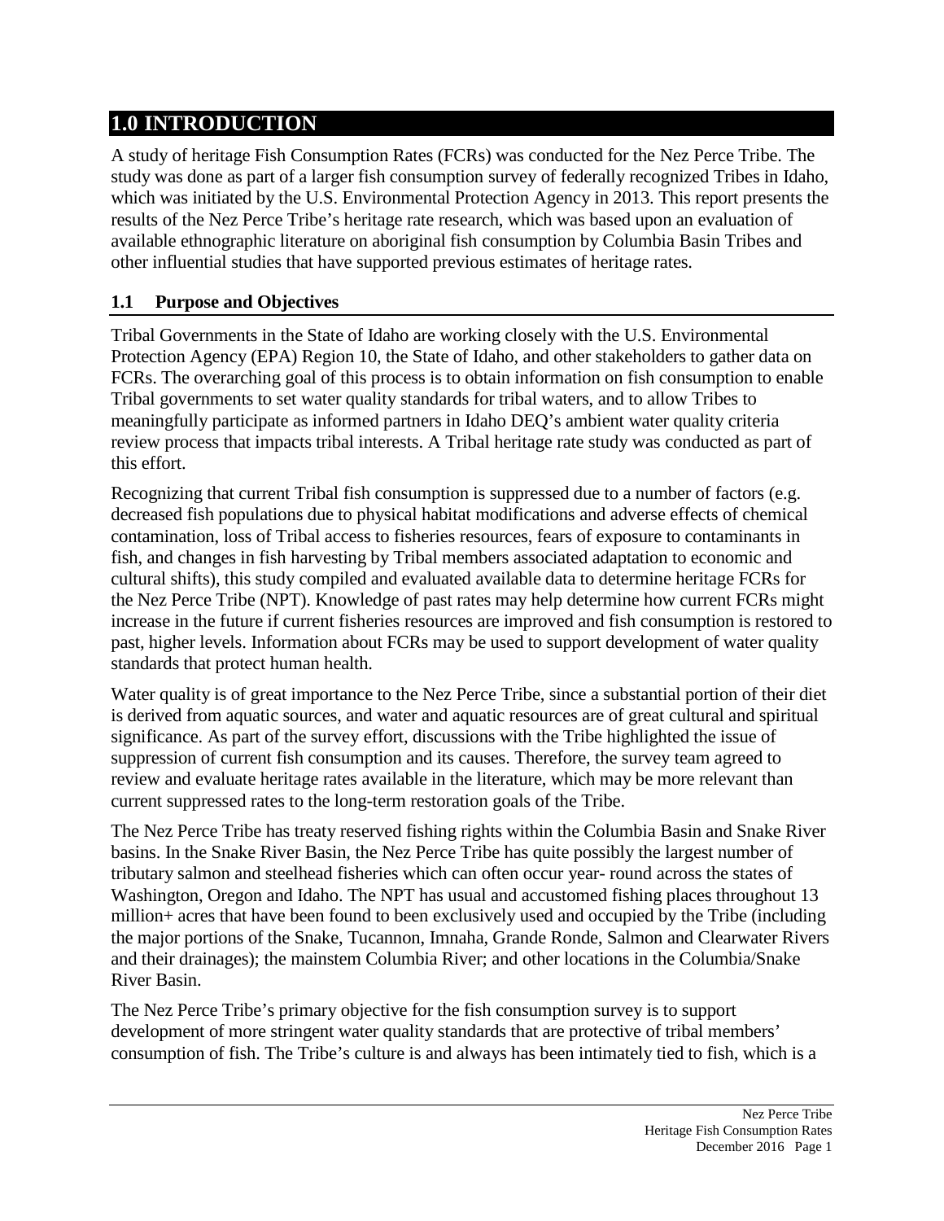# 1.0 INTRODUCTION

A study of heritage Fish Consumption Rates (FCRs) was conducted for the Nez Perce Tribe. The study was done as part of a larger fish consumption survey of federally recognized Tribes in Idaho, which was initiated by the U.S. Environmental Protection Agency in 2013. This report presents the results of the Nez Perce Tribe's heritage rate research, which was based upon an evaluation of available ethnographic literature on aboriginal fish consumption by Columbia Basin Tribes and other influential studies that have supported previous estimates of heritage rates.

## 1.1 Purpose and Objectives

Tribal Governments in the State of Idaho are working closely with the U.S. Environmental Protection Agency (EPA) Region 10, the State of Idaho, and other stakeholders to gather data on FCRs. The overarching goal of this process is to obtain information on fish consumption to enable Tribal governments to set water quality standards for tribal waters, and to allow Tribes to meaningfully participate as informed partners in Idaho DEQ's ambient water quality criteria review process that impacts tribal interests. A Tribal heritage rate study was conducted as part of this effort.

Recognizing that current Tribal fish consumption is suppressed due to a number of factors (e.g. decreased fish populations due to physical habitat modifications and adverse effects of chemical contamination, loss of Tribal access to fisheries resources, fears of exposure to contaminants in fish, and changes in fish harvesting by Tribal members associated adaptation to economic and cultural shifts), this study compiled and evaluated available data to determine heritage FCRs for the Nez Perce Tribe (NPT). Knowledge of past rates may help determine how current FCRs might increase in the future if current fisheries resources are improved and fish consumption is restored to past, higher levels. Information about FCRs may be used to support development of water quality standards that protect human health.

Water quality is of great importance to the Nez Perce Tribe, since a substantial portion of their diet is derived from aquatic sources, and water and aquatic resources are of great cultural and spiritual significance. As part of the survey effort, discussions with the Tribe highlighted the issue of suppression of current fish consumption and its causes. Therefore, the survey team agreed to review and evaluate heritage rates available in the literature, which may be more relevant than current suppressed rates to the long-term restoration goals of the Tribe.

The Nez Perce Tribe has treaty reserved fishing rights within the Columbia Basin and Snake River basins. In the Snake River Basin, the Nez Perce Tribe has quite possibly the largest number of tributary salmon and steelhead fisheries which can often occur year- round across the states of Washington, Oregon and Idaho. The NPT has usual and accustomed fishing places throughout 13 million+ acres that have been found to be exclusively used and occupied by the Tribe (including the major portions of the Snake, Tucannon, Imnaha, Grande Ronde, Salmon and Clearwater Rivers and their drainages); the mainstem Columbia River; and other locations in the Columbia/Snake River Basin.

The Nez Perce Tribe's primary objective for the fish consumption survey is to support development of more stringent water quality standards that are protective of tribal members' consumption of fish. The Tribe's culture is and always has been intimately tied to fish, which is a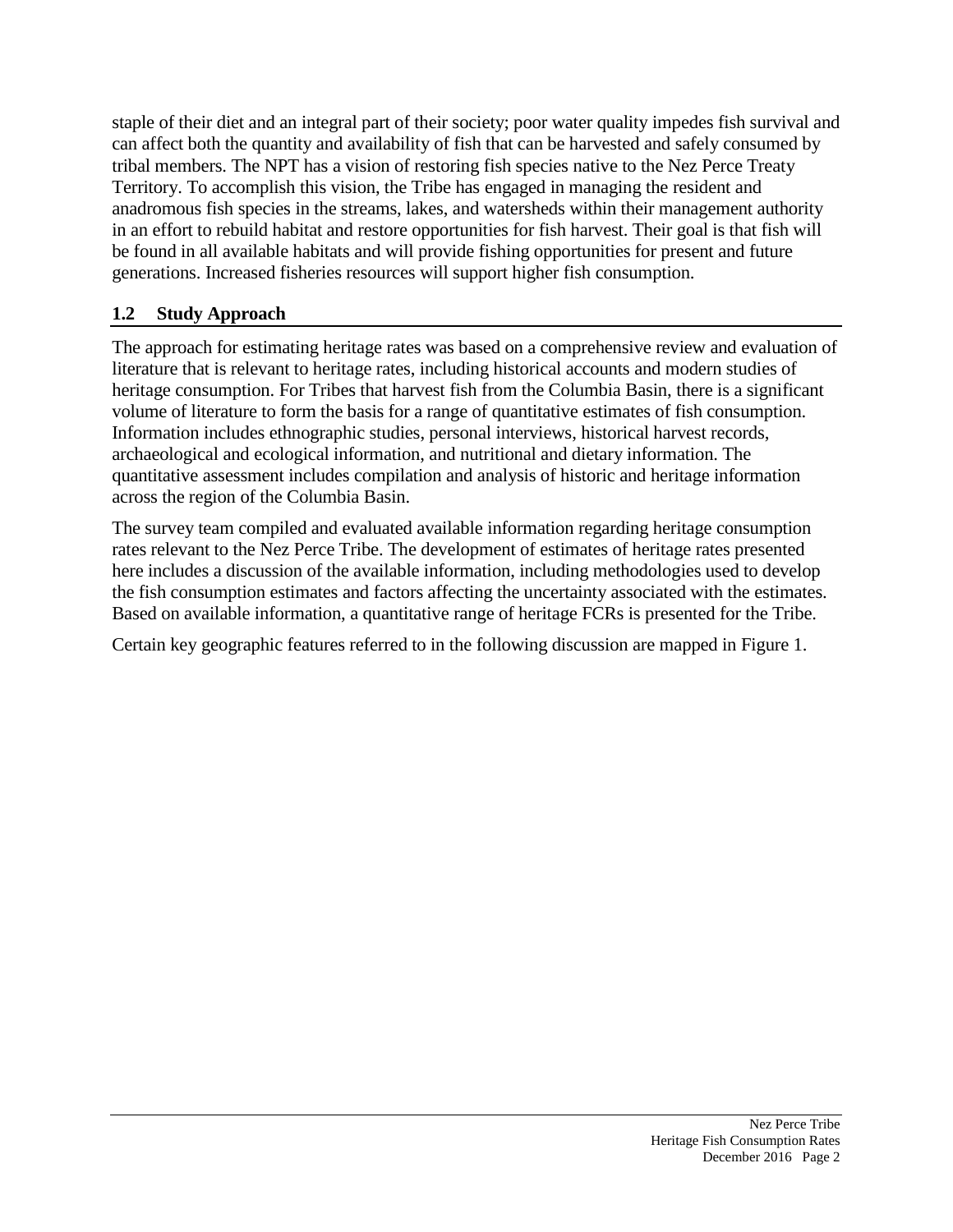staple of their diet and an integral part of their society; poor water quality impedes fish survival and can affect both the quantity and availability of fish that can be harvested and safely consumed by tribal members. The NPT has a vision of restoring fish species native to the Nez Perce Treaty Territory. To accomplish this vision, the Tribe has engaged in managing the resident and anadromous fish species in the streams, lakes, and watersheds within their management authority in an effort to rebuild habitat and restore opportunities for fish harvest. Their goal is that fish will be found in all available habitats and will provide fishing opportunities for present and future generations. Increased fisheries resources will support higher fish consumption.

## 1.2 Study Approach

The approach for estimating heritage rates was based on a comprehensive review and evaluation of literature that is relevant to heritage rates, including historical accounts and modern studies of heritage consumption. For Tribes that harvest fish from the Columbia Basin, there is a significant volume of literature to form the basis for a range of quantitative estimates of fish consumption. Information includes ethnographic studies, personal interviews, historical harvest records, archaeological and ecological information, and nutritional and dietary information. The quantitative assessment includes compilation and analysis of historic and heritage information across the region of the Columbia Basin.

The survey team compiled and evaluated available information regarding heritage consumption rates relevant to the Nez Perce Tribe. The development of estimates of heritage rates presented here includes a discussion of the available information, including methodologies used to develop the fish consumption estimates and factors affecting the uncertainty associated with the estimates. Based on available information, a quantitative range of heritage FCRs is presented for the Tribe.

Certain key geographic features referred to in the following discussion are mapped in Figure 1.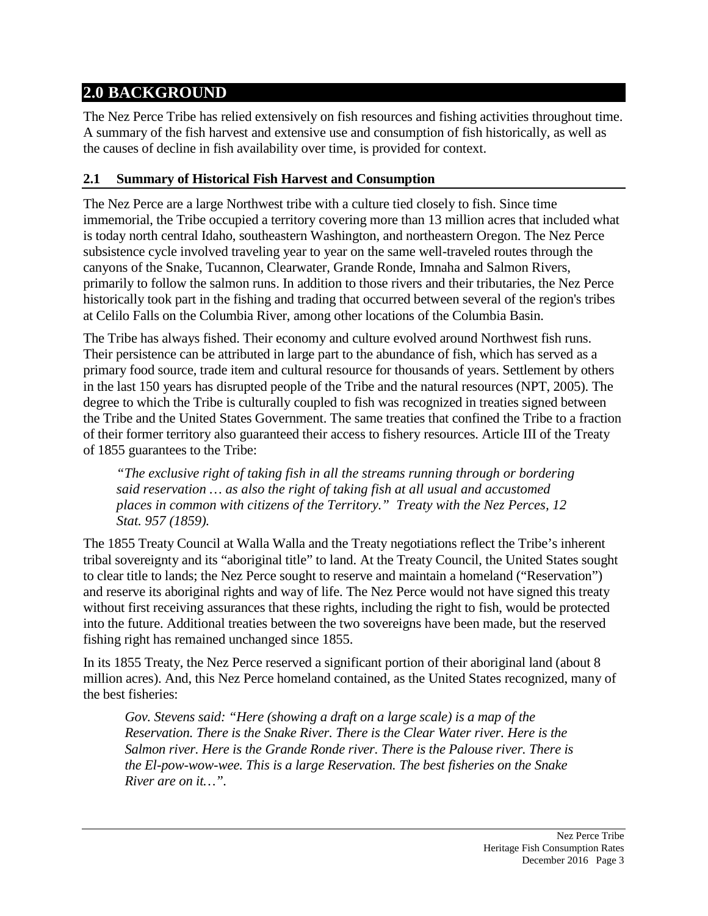# 2.0 BACKGROUND

The Nez Perce Tribe has relied extensively on fish resources and fishing activities throughout time. A summary of the fish harvest and extensive use and consumption of fish historically, as well as the causes of decline in fish availability over time, is provided for context.

## 2.1 Summary of Historical Fish Harvest and Consumption

The Nez Perce are a large Northwest tribe with a culture tied closely to fish. Since time immemorial, the Tribe occupied a territory covering more than 13 million acres that included what is today north central Idaho, southeastern Washington, and northeastern Oregon. The Nez Perce subsistence cycle involved traveling year to year on the same well-traveled routes through the canyons of the Snake, Tucannon, Clearwater, Grande Ronde, Imnaha and Salmon Rivers, primarily to follow the salmon runs. In addition to those rivers and their tributaries, the Nez Perce historically took part in the fishing and trading that occurred between several of the region's tribes at Celilo Falls on the Columbia River, among other locations of the Columbia Basin.

The Tribe has always fished. Their economy and culture evolved around Northwest fish runs. Their persistence can be attributed in large part to the abundance of fish, which has served as a primary food source, trade item and cultural resource for thousands of years. Settlement by others in the last 150 years has disrupted people of the Tribe and the natural resources (NPT, 2005). The degree to which the Tribe is culturally coupled to fish was recognized in treaties signed between the Tribe and the United States Government. The same treaties that confined the Tribe to a fraction of their former territory also guaranteed their access to fishery resources. Article III of the Treaty of 1855 guarantees to the Tribe:

> *"The exclusive right of taking fish in all the streams running through or bordering said reservation … as also the right of taking fish at all usual and accustomed places in common with citizens of the Territory." Treaty with the Nez Perces, 12 Stat. 957 (1859).*

The 1855 Treaty Council at Walla Walla and the Treaty negotiations reflect the Tribe's inherent tribal sovereignty and its "aboriginal title" to land. At the Treaty Council, the United States sought to clear title to lands; the Nez Perce sought to reserve and maintain a homeland ("Reservation") and reserve its aboriginal rights and way of life. The Nez Perce would not have signed this treaty without first receiving assurances that these rights, including the right to fish, would be protected into the future. Additional treaties between the two sovereigns have been made, but the reserved fishing right has remained unchanged since 1855.

In its 1855 Treaty, the Nez Perce reserved a significant portion of their aboriginal land (about 8 million acres). And, this Nez Perce homeland contained, as the United States recognized, many of the best fisheries:

> *Gov. Stevens said: "Here (showing a draft on a large scale) is a map of the Reservation. There is the Snake River. There is the Clear Water river. Here is the Salmon river. Here is the Grande Ronde river. There is the Palouse river. There is the El-pow-wow-wee. This is a large Reservation. The best fisheries on the Snake River are on it…".*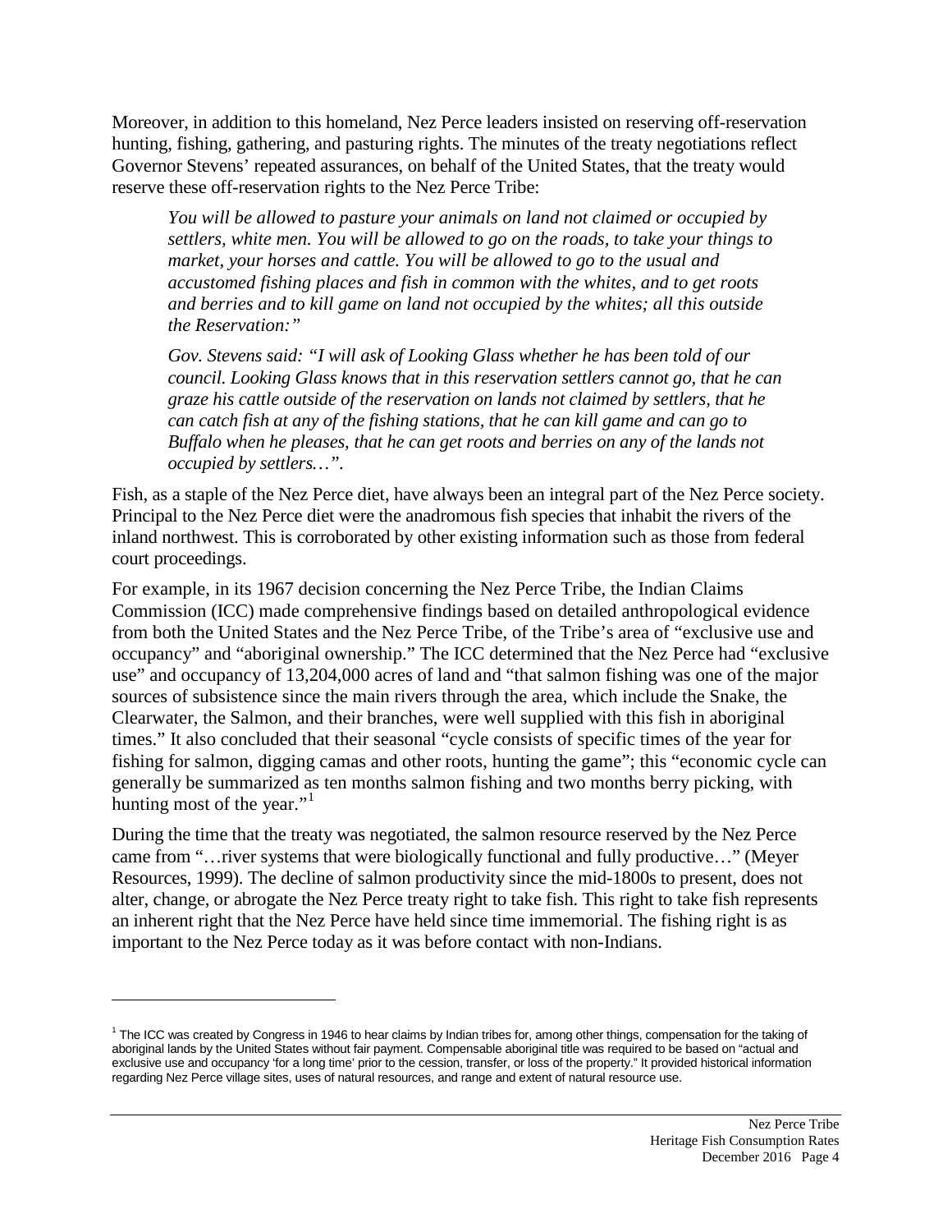Moreover, in addition to this homeland, Nez Perce leaders insisted on reserving off-reservation hunting, fishing, gathering, and pasturing rights. The minutes of the treaty negotiations reflect Governor Stevens' repeated assurances, on behalf of the United States, that the treaty would reserve these off-reservation rights to the Nez Perce Tribe:

> *You will be allowed to pasture your animals on land not claimed or occupied by settlers, white men. You will be allowed to go on the roads, to take your things to market, your horses and cattle. You will be allowed to go to the usual and accustomed fishing places and fish in common with the whites, and to get roots and berries and to kill game on land not occupied by the whites; all this outside the Reservation:"*
>
> *Gov. Stevens said: "I will ask of Looking Glass whether he has been told of our council. Looking Glass knows that in this reservation settlers cannot go, that he can graze his cattle outside of the reservation on lands not claimed by settlers, that he can catch fish at any of the fishing stations, that he can kill game and can go to Buffalo when he pleases, that he can get roots and berries on any of the lands not occupied by settlers…".*

Fish, as a staple of the Nez Perce diet, have always been an integral part of the Nez Perce society. Principal to the Nez Perce diet were the anadromous fish species that inhabit the rivers of the inland northwest. This is corroborated by other existing information such as those from federal court proceedings.

For example, in its 1967 decision concerning the Nez Perce Tribe, the Indian Claims Commission (ICC) made comprehensive findings based on detailed anthropological evidence from both the United States and the Nez Perce Tribe, of the Tribe's area of "exclusive use and occupancy" and "aboriginal ownership." The ICC determined that the Nez Perce had "exclusive use" and occupancy of 13,204,000 acres of land and "that salmon fishing was one of the major sources of subsistence since the main rivers through the area, which include the Snake, the Clearwater, the Salmon, and their branches, were well supplied with this fish in aboriginal times." It also concluded that their seasonal "cycle consists of specific times of the year for fishing for salmon, digging camas and other roots, hunting the game"; this "economic cycle can generally be summarized as ten months salmon fishing and two months berry picking, with hunting most of the year."[1]

During the time that the treaty was negotiated, the salmon resource reserved by the Nez Perce came from "…river systems that were biologically functional and fully productive…" (Meyer Resources, 1999). The decline of salmon productivity since the mid-1800s to present, does not alter, change, or abrogate the Nez Perce treaty right to take fish. This right to take fish represents an inherent right that the Nez Perce have held since time immemorial. The fishing right is as important to the Nez Perce today as it was before contact with non-Indians.

---

[1] The ICC was created by Congress in 1946 to hear claims by Indian tribes for, among other things, compensation for the taking of aboriginal lands by the United States without fair payment. Compensable aboriginal title was required to be based on "actual and exclusive use and occupancy 'for a long time' prior to the cession, transfer, or loss of the property." It provided historical information regarding Nez Perce village sites, uses of natural resources, and range and extent of natural resource use.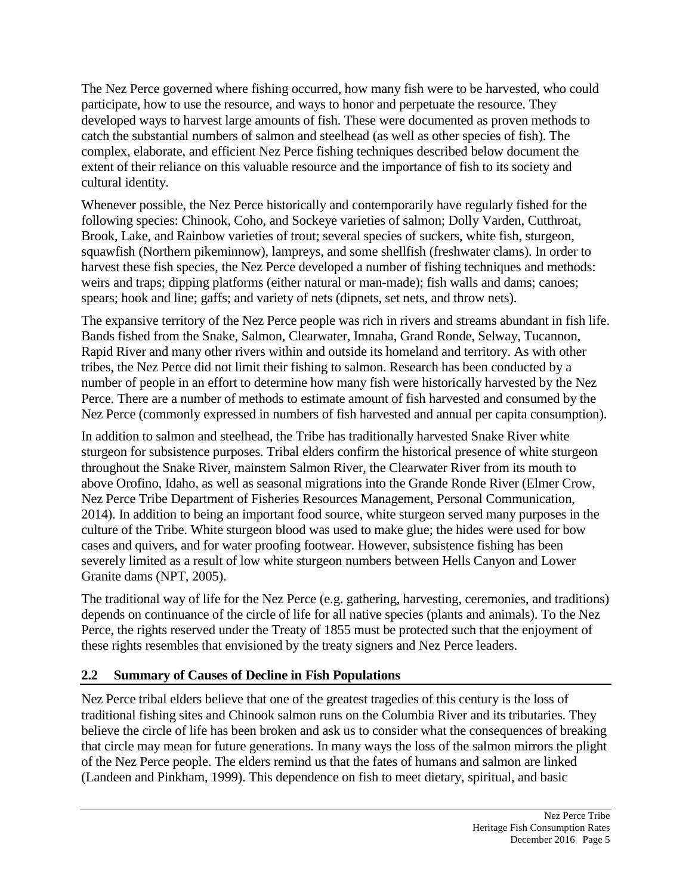The Nez Perce governed where fishing occurred, how many fish were to be harvested, who could participate, how to use the resource, and ways to honor and perpetuate the resource. They developed ways to harvest large amounts of fish. These were documented as proven methods to catch the substantial numbers of salmon and steelhead (as well as other species of fish). The complex, elaborate, and efficient Nez Perce fishing techniques described below document the extent of their reliance on this valuable resource and the importance of fish to its society and cultural identity.

Whenever possible, the Nez Perce historically and contemporarily have regularly fished for the following species: Chinook, Coho, and Sockeye varieties of salmon; Dolly Varden, Cutthroat, Brook, Lake, and Rainbow varieties of trout; several species of suckers, white fish, sturgeon, squawfish (Northern pikeminnow), lampreys, and some shellfish (freshwater clams). In order to harvest these fish species, the Nez Perce developed a number of fishing techniques and methods: weirs and traps; dipping platforms (either natural or man-made); fish walls and dams; canoes; spears; hook and line; gaffs; and variety of nets (dipnets, set nets, and throw nets).

The expansive territory of the Nez Perce people was rich in rivers and streams abundant in fish life. Bands fished from the Snake, Salmon, Clearwater, Imnaha, Grand Ronde, Selway, Tucannon, Rapid River and many other rivers within and outside its homeland and territory. As with other tribes, the Nez Perce did not limit their fishing to salmon. Research has been conducted by a number of people in an effort to determine how many fish were historically harvested by the Nez Perce. There are a number of methods to estimate amount of fish harvested and consumed by the Nez Perce (commonly expressed in numbers of fish harvested and annual per capita consumption).

In addition to salmon and steelhead, the Tribe has traditionally harvested Snake River white sturgeon for subsistence purposes. Tribal elders confirm the historical presence of white sturgeon throughout the Snake River, mainstem Salmon River, the Clearwater River from its mouth to above Orofino, Idaho, as well as seasonal migrations into the Grande Ronde River (Elmer Crow, Nez Perce Tribe Department of Fisheries Resources Management, Personal Communication, 2014). In addition to being an important food source, white sturgeon served many purposes in the culture of the Tribe. White sturgeon blood was used to make glue; the hides were used for bow cases and quivers, and for water proofing footwear. However, subsistence fishing has been severely limited as a result of low white sturgeon numbers between Hells Canyon and Lower Granite dams (NPT, 2005).

The traditional way of life for the Nez Perce (e.g. gathering, harvesting, ceremonies, and traditions) depends on continuance of the circle of life for all native species (plants and animals). To the Nez Perce, the rights reserved under the Treaty of 1855 must be protected such that the enjoyment of these rights resembles that envisioned by the treaty signers and Nez Perce leaders.

## 2.2 Summary of Causes of Decline in Fish Populations

Nez Perce tribal elders believe that one of the greatest tragedies of this century is the loss of traditional fishing sites and Chinook salmon runs on the Columbia River and its tributaries. They believe the circle of life has been broken and ask us to consider what the consequences of breaking that circle may mean for future generations. In many ways the loss of the salmon mirrors the plight of the Nez Perce people. The elders remind us that the fates of humans and salmon are linked (Landeen and Pinkham, 1999). This dependence on fish to meet dietary, spiritual, and basic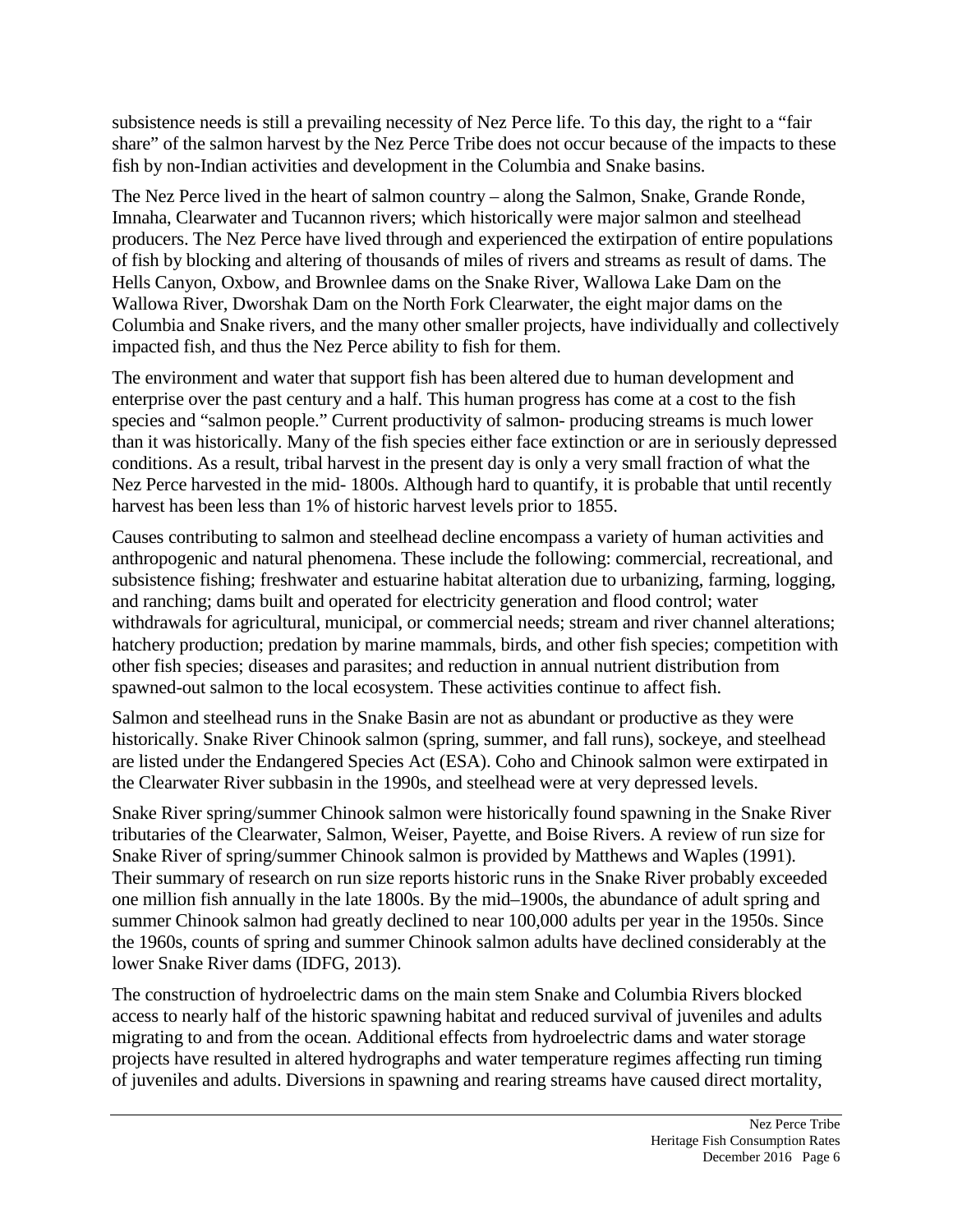subsistence needs is still a prevailing necessity of Nez Perce life. To this day, the right to a "fair share" of the salmon harvest by the Nez Perce Tribe does not occur because of the impacts to these fish by non-Indian activities and development in the Columbia and Snake basins.

The Nez Perce lived in the heart of salmon country – along the Salmon, Snake, Grande Ronde, Imnaha, Clearwater and Tucannon rivers; which historically were major salmon and steelhead producers. The Nez Perce have lived through and experienced the extirpation of entire populations of fish by blocking and altering of thousands of miles of rivers and streams as result of dams. The Hells Canyon, Oxbow, and Brownlee dams on the Snake River, Wallowa Lake Dam on the Wallowa River, Dworshak Dam on the North Fork Clearwater, the eight major dams on the Columbia and Snake rivers, and the many other smaller projects, have individually and collectively impacted fish, and thus the Nez Perce ability to fish for them.

The environment and water that support fish has been altered due to human development and enterprise over the past century and a half. This human progress has come at a cost to the fish species and "salmon people." Current productivity of salmon- producing streams is much lower than it was historically. Many of the fish species either face extinction or are in seriously depressed conditions. As a result, tribal harvest in the present day is only a very small fraction of what the Nez Perce harvested in the mid- 1800s. Although hard to quantify, it is probable that until recently harvest has been less than 1% of historic harvest levels prior to 1855.

Causes contributing to salmon and steelhead decline encompass a variety of human activities and anthropogenic and natural phenomena. These include the following: commercial, recreational, and subsistence fishing; freshwater and estuarine habitat alteration due to urbanizing, farming, logging, and ranching; dams built and operated for electricity generation and flood control; water withdrawals for agricultural, municipal, or commercial needs; stream and river channel alterations; hatchery production; predation by marine mammals, birds, and other fish species; competition with other fish species; diseases and parasites; and reduction in annual nutrient distribution from spawned-out salmon to the local ecosystem. These activities continue to affect fish.

Salmon and steelhead runs in the Snake Basin are not as abundant or productive as they were historically. Snake River Chinook salmon (spring, summer, and fall runs), sockeye, and steelhead are listed under the Endangered Species Act (ESA). Coho and Chinook salmon were extirpated in the Clearwater River subbasin in the 1990s, and steelhead were at very depressed levels.

Snake River spring/summer Chinook salmon were historically found spawning in the Snake River tributaries of the Clearwater, Salmon, Weiser, Payette, and Boise Rivers. A review of run size for Snake River of spring/summer Chinook salmon is provided by Matthews and Waples (1991). Their summary of research on run size reports historic runs in the Snake River probably exceeded one million fish annually in the late 1800s. By the mid–1900s, the abundance of adult spring and summer Chinook salmon had greatly declined to near 100,000 adults per year in the 1950s. Since the 1960s, counts of spring and summer Chinook salmon adults have declined considerably at the lower Snake River dams (IDFG, 2013).

The construction of hydroelectric dams on the main stem Snake and Columbia Rivers blocked access to nearly half of the historic spawning habitat and reduced survival of juveniles and adults migrating to and from the ocean. Additional effects from hydroelectric dams and water storage projects have resulted in altered hydrographs and water temperature regimes affecting run timing of juveniles and adults. Diversions in spawning and rearing streams have caused direct mortality,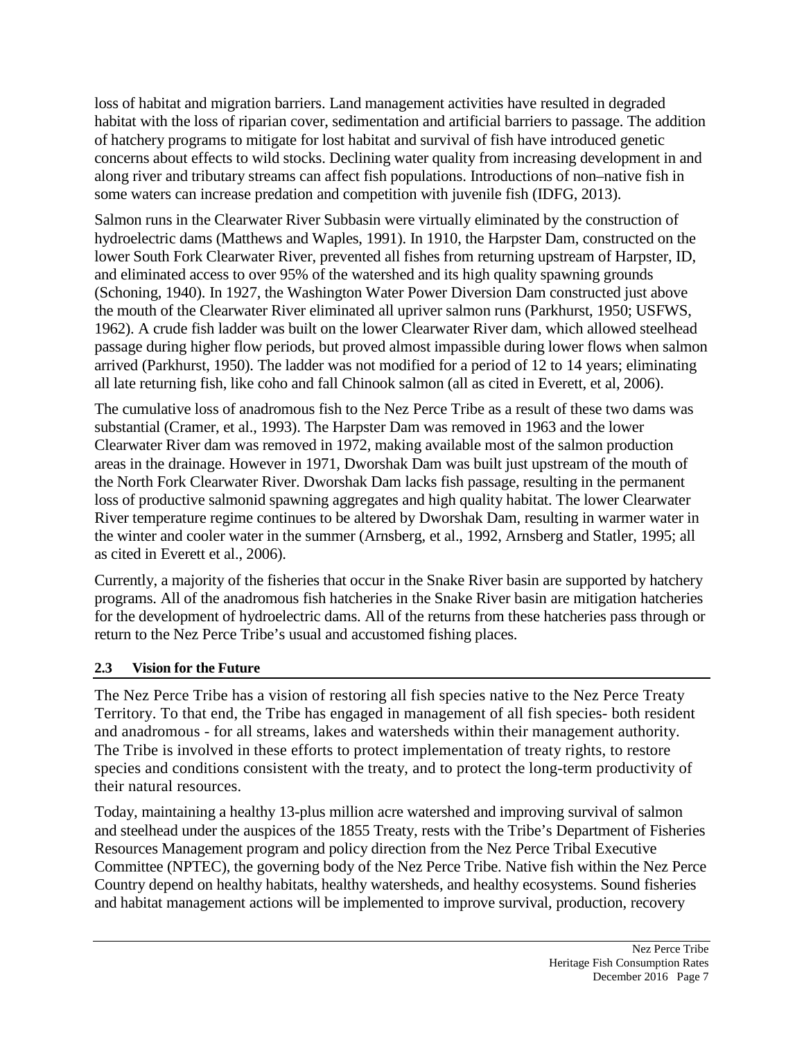loss of habitat and migration barriers. Land management activities have resulted in degraded habitat with the loss of riparian cover, sedimentation and artificial barriers to passage. The addition of hatchery programs to mitigate for lost habitat and survival of fish have introduced genetic concerns about effects to wild stocks. Declining water quality from increasing development in and along river and tributary streams can affect fish populations. Introductions of non–native fish in some waters can increase predation and competition with juvenile fish (IDFG, 2013).

Salmon runs in the Clearwater River Subbasin were virtually eliminated by the construction of hydroelectric dams (Matthews and Waples, 1991). In 1910, the Harpster Dam, constructed on the lower South Fork Clearwater River, prevented all fishes from returning upstream of Harpster, ID, and eliminated access to over 95% of the watershed and its high quality spawning grounds (Schoning, 1940). In 1927, the Washington Water Power Diversion Dam constructed just above the mouth of the Clearwater River eliminated all upriver salmon runs (Parkhurst, 1950; USFWS, 1962). A crude fish ladder was built on the lower Clearwater River dam, which allowed steelhead passage during higher flow periods, but proved almost impassible during lower flows when salmon arrived (Parkhurst, 1950). The ladder was not modified for a period of 12 to 14 years; eliminating all late returning fish, like coho and fall Chinook salmon (all as cited in Everett, et al, 2006).

The cumulative loss of anadromous fish to the Nez Perce Tribe as a result of these two dams was substantial (Cramer, et al., 1993). The Harpster Dam was removed in 1963 and the lower Clearwater River dam was removed in 1972, making available most of the salmon production areas in the drainage. However in 1971, Dworshak Dam was built just upstream of the mouth of the North Fork Clearwater River. Dworshak Dam lacks fish passage, resulting in the permanent loss of productive salmonid spawning aggregates and high quality habitat. The lower Clearwater River temperature regime continues to be altered by Dworshak Dam, resulting in warmer water in the winter and cooler water in the summer (Arnsberg, et al., 1992, Arnsberg and Statler, 1995; all as cited in Everett et al., 2006).

Currently, a majority of the fisheries that occur in the Snake River basin are supported by hatchery programs. All of the anadromous fish hatcheries in the Snake River basin are mitigation hatcheries for the development of hydroelectric dams. All of the returns from these hatcheries pass through or return to the Nez Perce Tribe's usual and accustomed fishing places.

## 2.3 Vision for the Future

The Nez Perce Tribe has a vision of restoring all fish species native to the Nez Perce Treaty Territory. To that end, the Tribe has engaged in management of all fish species- both resident and anadromous - for all streams, lakes and watersheds within their management authority. The Tribe is involved in these efforts to protect implementation of treaty rights, to restore species and conditions consistent with the treaty, and to protect the long-term productivity of their natural resources.

Today, maintaining a healthy 13-plus million acre watershed and improving survival of salmon and steelhead under the auspices of the 1855 Treaty, rests with the Tribe's Department of Fisheries Resources Management program and policy direction from the Nez Perce Tribal Executive Committee (NPTEC), the governing body of the Nez Perce Tribe. Native fish within the Nez Perce Country depend on healthy habitats, healthy watersheds, and healthy ecosystems. Sound fisheries and habitat management actions will be implemented to improve survival, production, recovery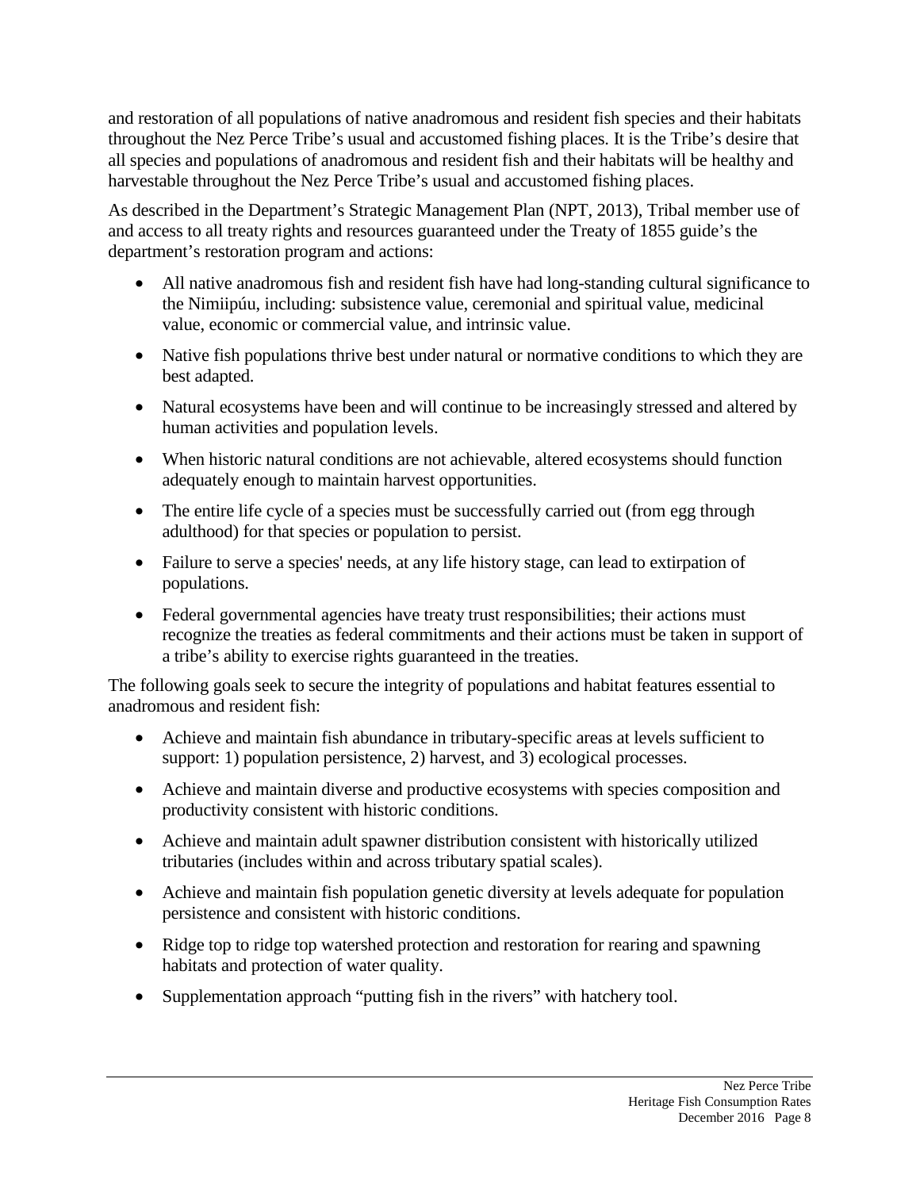and restoration of all populations of native anadromous and resident fish species and their habitats throughout the Nez Perce Tribe's usual and accustomed fishing places. It is the Tribe's desire that all species and populations of anadromous and resident fish and their habitats will be healthy and harvestable throughout the Nez Perce Tribe's usual and accustomed fishing places.

As described in the Department's Strategic Management Plan (NPT, 2013), Tribal member use of and access to all treaty rights and resources guaranteed under the Treaty of 1855 guide's the department's restoration program and actions:

- All native anadromous fish and resident fish have had long-standing cultural significance to the Nimiipúu, including: subsistence value, ceremonial and spiritual value, medicinal value, economic or commercial value, and intrinsic value.
- Native fish populations thrive best under natural or normative conditions to which they are best adapted.
- Natural ecosystems have been and will continue to be increasingly stressed and altered by human activities and population levels.
- When historic natural conditions are not achievable, altered ecosystems should function adequately enough to maintain harvest opportunities.
- The entire life cycle of a species must be successfully carried out (from egg through adulthood) for that species or population to persist.
- Failure to serve a species' needs, at any life history stage, can lead to extirpation of populations.
- Federal governmental agencies have treaty trust responsibilities; their actions must recognize the treaties as federal commitments and their actions must be taken in support of a tribe's ability to exercise rights guaranteed in the treaties.

The following goals seek to secure the integrity of populations and habitat features essential to anadromous and resident fish:

- Achieve and maintain fish abundance in tributary-specific areas at levels sufficient to support: 1) population persistence, 2) harvest, and 3) ecological processes.
- Achieve and maintain diverse and productive ecosystems with species composition and productivity consistent with historic conditions.
- Achieve and maintain adult spawner distribution consistent with historically utilized tributaries (includes within and across tributary spatial scales).
- Achieve and maintain fish population genetic diversity at levels adequate for population persistence and consistent with historic conditions.
- Ridge top to ridge top watershed protection and restoration for rearing and spawning habitats and protection of water quality.
- Supplementation approach "putting fish in the rivers" with hatchery tool.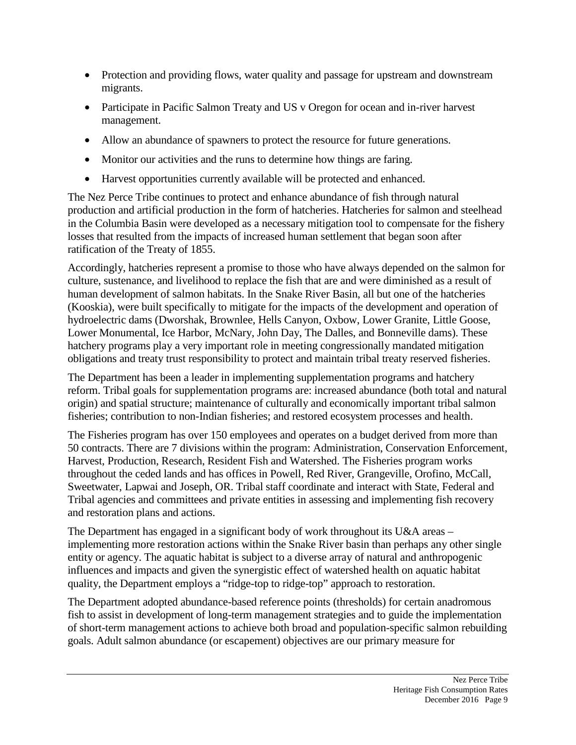- Protection and providing flows, water quality and passage for upstream and downstream migrants.
- Participate in Pacific Salmon Treaty and US v Oregon for ocean and in-river harvest management.
- Allow an abundance of spawners to protect the resource for future generations.
- Monitor our activities and the runs to determine how things are faring.
- Harvest opportunities currently available will be protected and enhanced.

The Nez Perce Tribe continues to protect and enhance abundance of fish through natural production and artificial production in the form of hatcheries. Hatcheries for salmon and steelhead in the Columbia Basin were developed as a necessary mitigation tool to compensate for the fishery losses that resulted from the impacts of increased human settlement that began soon after ratification of the Treaty of 1855.

Accordingly, hatcheries represent a promise to those who have always depended on the salmon for culture, sustenance, and livelihood to replace the fish that are and were diminished as a result of human development of salmon habitats. In the Snake River Basin, all but one of the hatcheries (Kooskia), were built specifically to mitigate for the impacts of the development and operation of hydroelectric dams (Dworshak, Brownlee, Hells Canyon, Oxbow, Lower Granite, Little Goose, Lower Monumental, Ice Harbor, McNary, John Day, The Dalles, and Bonneville dams). These hatchery programs play a very important role in meeting congressionally mandated mitigation obligations and treaty trust responsibility to protect and maintain tribal treaty reserved fisheries.

The Department has been a leader in implementing supplementation programs and hatchery reform. Tribal goals for supplementation programs are: increased abundance (both total and natural origin) and spatial structure; maintenance of culturally and economically important tribal salmon fisheries; contribution to non-Indian fisheries; and restored ecosystem processes and health.

The Fisheries program has over 150 employees and operates on a budget derived from more than 50 contracts. There are 7 divisions within the program: Administration, Conservation Enforcement, Harvest, Production, Research, Resident Fish and Watershed. The Fisheries program works throughout the ceded lands and has offices in Powell, Red River, Grangeville, Orofino, McCall, Sweetwater, Lapwai and Joseph, OR. Tribal staff coordinate and interact with State, Federal and Tribal agencies and committees and private entities in assessing and implementing fish recovery and restoration plans and actions.

The Department has engaged in a significant body of work throughout its U&A areas – implementing more restoration actions within the Snake River basin than perhaps any other single entity or agency. The aquatic habitat is subject to a diverse array of natural and anthropogenic influences and impacts and given the synergistic effect of watershed health on aquatic habitat quality, the Department employs a "ridge-top to ridge-top" approach to restoration.

The Department adopted abundance-based reference points (thresholds) for certain anadromous fish to assist in development of long-term management strategies and to guide the implementation of short-term management actions to achieve both broad and population-specific salmon rebuilding goals. Adult salmon abundance (or escapement) objectives are our primary measure for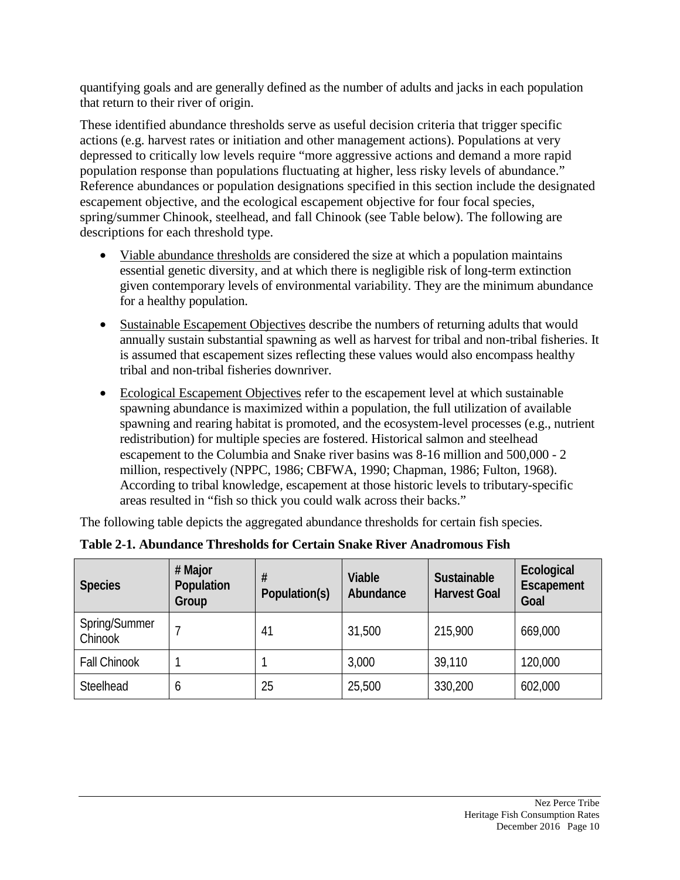quantifying goals and are generally defined as the number of adults and jacks in each population that return to their river of origin.

These identified abundance thresholds serve as useful decision criteria that trigger specific actions (e.g. harvest rates or initiation and other management actions). Populations at very depressed to critically low levels require "more aggressive actions and demand a more rapid population response than populations fluctuating at higher, less risky levels of abundance." Reference abundances or population designations specified in this section include the designated escapement objective, and the ecological escapement objective for four focal species, spring/summer Chinook, steelhead, and fall Chinook (see Table below). The following are descriptions for each threshold type.

- Viable abundance thresholds are considered the size at which a population maintains essential genetic diversity, and at which there is negligible risk of long-term extinction given contemporary levels of environmental variability. They are the minimum abundance for a healthy population.
- Sustainable Escapement Objectives describe the numbers of returning adults that would annually sustain substantial spawning as well as harvest for tribal and non-tribal fisheries. It is assumed that escapement sizes reflecting these values would also encompass healthy tribal and non-tribal fisheries downriver.
- Ecological Escapement Objectives refer to the escapement level at which sustainable spawning abundance is maximized within a population, the full utilization of available spawning and rearing habitat is promoted, and the ecosystem-level processes (e.g., nutrient redistribution) for multiple species are fostered. Historical salmon and steelhead escapement to the Columbia and Snake river basins was 8-16 million and 500,000 - 2 million, respectively (NPPC, 1986; CBFWA, 1990; Chapman, 1986; Fulton, 1968). According to tribal knowledge, escapement at those historic levels to tributary-specific areas resulted in "fish so thick you could walk across their backs."

The following table depicts the aggregated abundance thresholds for certain fish species.

**Table 2-1. Abundance Thresholds for Certain Snake River Anadromous Fish**

| Species | # Major Population Group | # Population(s) | Viable Abundance | Sustainable Harvest Goal | Ecological Escapement Goal |
|---|---|---|---|---|---|
| Spring/Summer Chinook | 7 | 41 | 31,500 | 215,900 | 669,000 |
| Fall Chinook | 1 | 1 | 3,000 | 39,110 | 120,000 |
| Steelhead | 6 | 25 | 25,500 | 330,200 | 602,000 |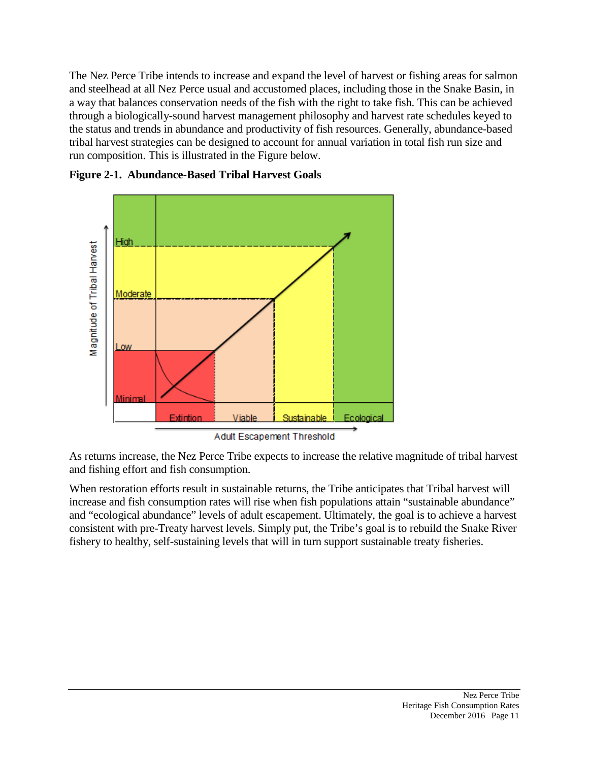The Nez Perce Tribe intends to increase and expand the level of harvest or fishing areas for salmon and steelhead at all Nez Perce usual and accustomed places, including those in the Snake Basin, in a way that balances conservation needs of the fish with the right to take fish. This can be achieved through a biologically-sound harvest management philosophy and harvest rate schedules keyed to the status and trends in abundance and productivity of fish resources. Generally, abundance-based tribal harvest strategies can be designed to account for annual variation in total fish run size and run composition. This is illustrated in the Figure below.

**Figure 2-1. Abundance-Based Tribal Harvest Goals**

As returns increase, the Nez Perce Tribe expects to increase the relative magnitude of tribal harvest and fishing effort and fish consumption.

When restoration efforts result in sustainable returns, the Tribe anticipates that Tribal harvest will increase and fish consumption rates will rise when fish populations attain "sustainable abundance" and "ecological abundance" levels of adult escapement. Ultimately, the goal is to achieve a harvest consistent with pre-Treaty harvest levels. Simply put, the Tribe's goal is to rebuild the Snake River fishery to healthy, self-sustaining levels that will in turn support sustainable treaty fisheries.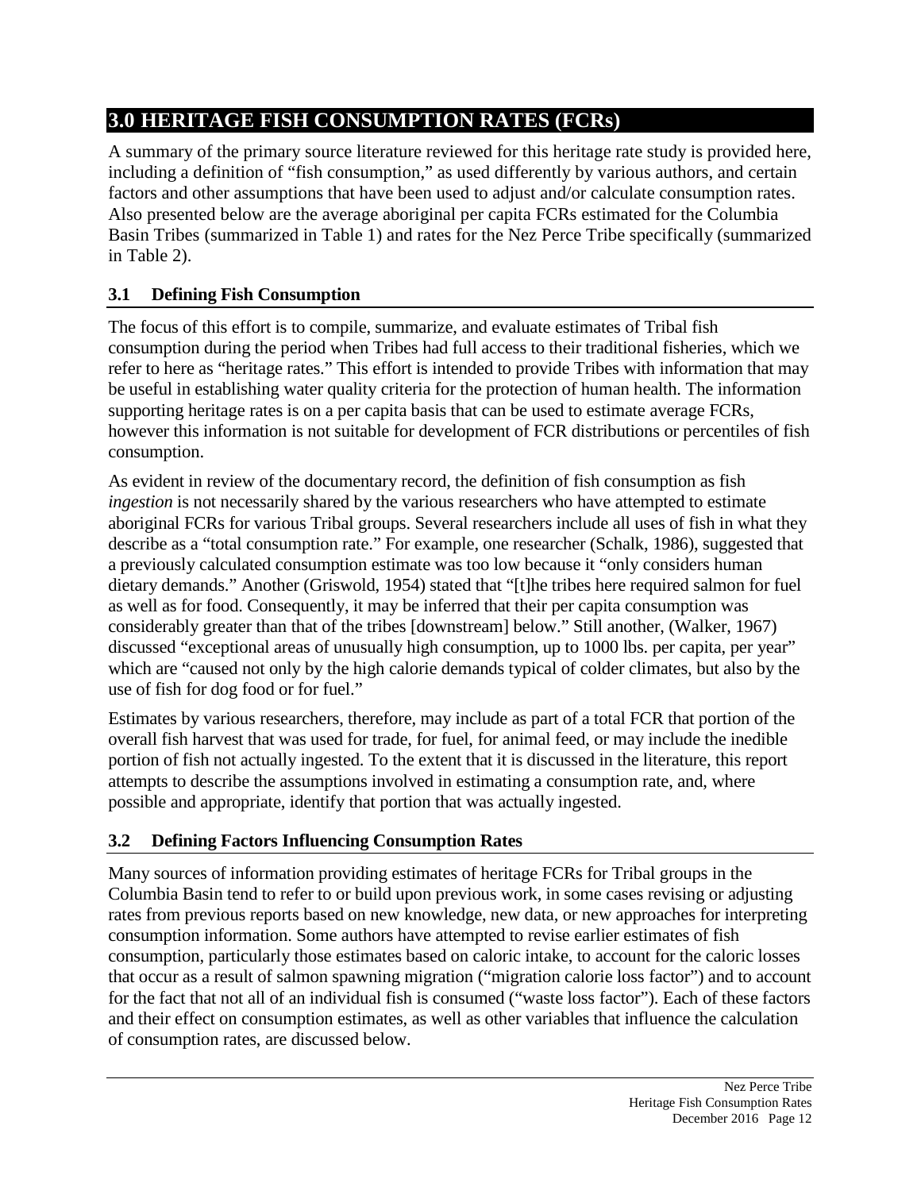# 3.0 HERITAGE FISH CONSUMPTION RATES (FCRs)

A summary of the primary source literature reviewed for this heritage rate study is provided here, including a definition of "fish consumption," as used differently by various authors, and certain factors and other assumptions that have been used to adjust and/or calculate consumption rates. Also presented below are the average aboriginal per capita FCRs estimated for the Columbia Basin Tribes (summarized in Table 1) and rates for the Nez Perce Tribe specifically (summarized in Table 2).

## 3.1 Defining Fish Consumption

The focus of this effort is to compile, summarize, and evaluate estimates of Tribal fish consumption during the period when Tribes had full access to their traditional fisheries, which we refer to here as "heritage rates." This effort is intended to provide Tribes with information that may be useful in establishing water quality criteria for the protection of human health. The information supporting heritage rates is on a per capita basis that can be used to estimate average FCRs, however this information is not suitable for development of FCR distributions or percentiles of fish consumption.

As evident in review of the documentary record, the definition of fish consumption as fish *ingestion* is not necessarily shared by the various researchers who have attempted to estimate aboriginal FCRs for various Tribal groups. Several researchers include all uses of fish in what they describe as a "total consumption rate." For example, one researcher (Schalk, 1986), suggested that a previously calculated consumption estimate was too low because it "only considers human dietary demands." Another (Griswold, 1954) stated that "[t]he tribes here required salmon for fuel as well as for food. Consequently, it may be inferred that their per capita consumption was considerably greater than that of the tribes [downstream] below." Still another, (Walker, 1967) discussed "exceptional areas of unusually high consumption, up to 1000 lbs. per capita, per year" which are "caused not only by the high calorie demands typical of colder climates, but also by the use of fish for dog food or for fuel."

Estimates by various researchers, therefore, may include as part of a total FCR that portion of the overall fish harvest that was used for trade, for fuel, for animal feed, or may include the inedible portion of fish not actually ingested. To the extent that it is discussed in the literature, this report attempts to describe the assumptions involved in estimating a consumption rate, and, where possible and appropriate, identify that portion that was actually ingested.

## 3.2 Defining Factors Influencing Consumption Rates

Many sources of information providing estimates of heritage FCRs for Tribal groups in the Columbia Basin tend to refer to or build upon previous work, in some cases revising or adjusting rates from previous reports based on new knowledge, new data, or new approaches for interpreting consumption information. Some authors have attempted to revise earlier estimates of fish consumption, particularly those estimates based on caloric intake, to account for the caloric losses that occur as a result of salmon spawning migration ("migration calorie loss factor") and to account for the fact that not all of an individual fish is consumed ("waste loss factor"). Each of these factors and their effect on consumption estimates, as well as other variables that influence the calculation of consumption rates, are discussed below.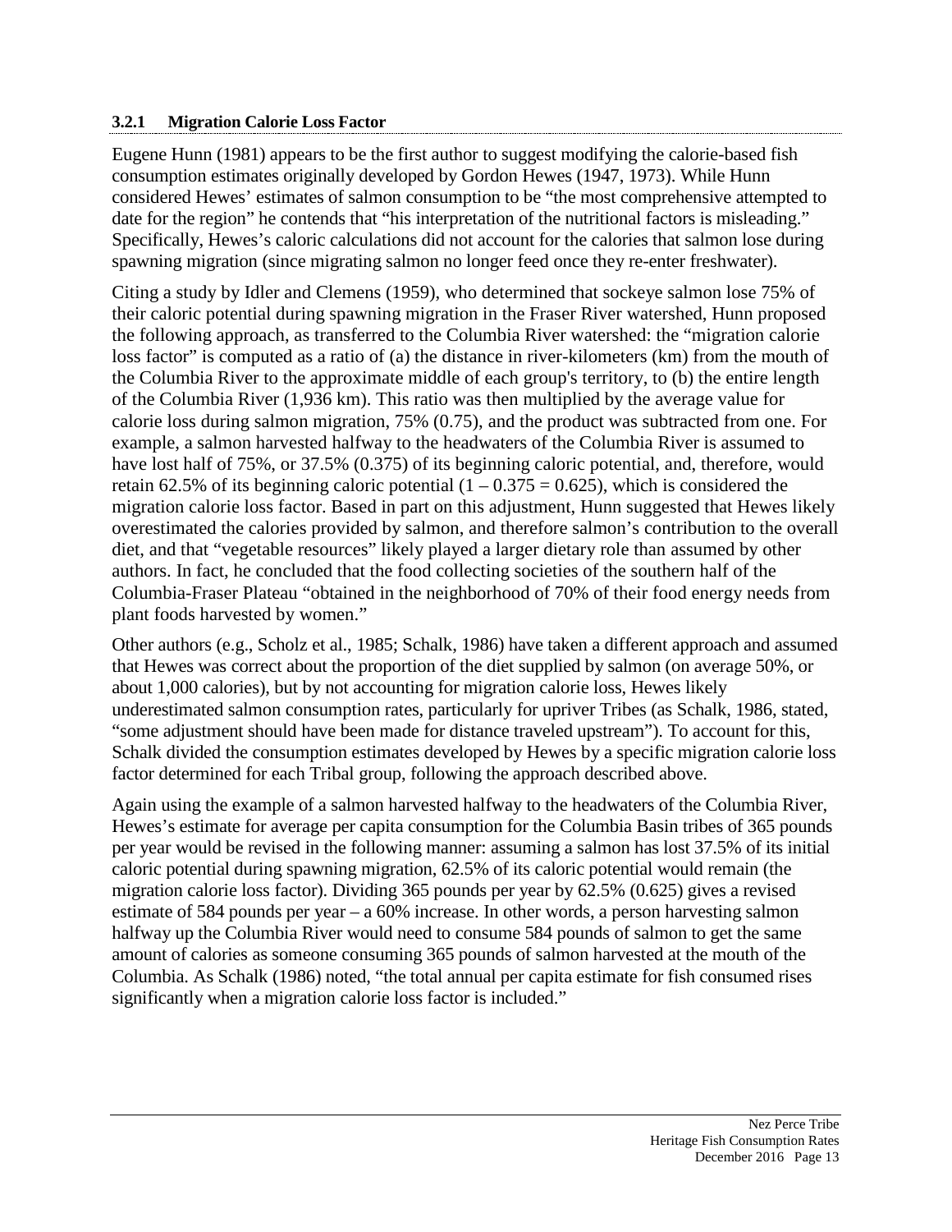### 3.2.1 Migration Calorie Loss Factor

Eugene Hunn (1981) appears to be the first author to suggest modifying the calorie-based fish consumption estimates originally developed by Gordon Hewes (1947, 1973). While Hunn considered Hewes' estimates of salmon consumption to be "the most comprehensive attempted to date for the region" he contends that "his interpretation of the nutritional factors is misleading." Specifically, Hewes's caloric calculations did not account for the calories that salmon lose during spawning migration (since migrating salmon no longer feed once they re-enter freshwater).

Citing a study by Idler and Clemens (1959), who determined that sockeye salmon lose 75% of their caloric potential during spawning migration in the Fraser River watershed, Hunn proposed the following approach, as transferred to the Columbia River watershed: the "migration calorie loss factor" is computed as a ratio of (a) the distance in river-kilometers (km) from the mouth of the Columbia River to the approximate middle of each group's territory, to (b) the entire length of the Columbia River (1,936 km). This ratio was then multiplied by the average value for calorie loss during salmon migration, 75% (0.75), and the product was subtracted from one. For example, a salmon harvested halfway to the headwaters of the Columbia River is assumed to have lost half of 75%, or 37.5% (0.375) of its beginning caloric potential, and, therefore, would retain 62.5% of its beginning caloric potential ($1 - 0.375 = 0.625$), which is considered the migration calorie loss factor. Based in part on this adjustment, Hunn suggested that Hewes likely overestimated the calories provided by salmon, and therefore salmon's contribution to the overall diet, and that "vegetable resources" likely played a larger dietary role than assumed by other authors. In fact, he concluded that the food collecting societies of the southern half of the Columbia-Fraser Plateau "obtained in the neighborhood of 70% of their food energy needs from plant foods harvested by women."

Other authors (e.g., Scholz et al., 1985; Schalk, 1986) have taken a different approach and assumed that Hewes was correct about the proportion of the diet supplied by salmon (on average 50%, or about 1,000 calories), but by not accounting for migration calorie loss, Hewes likely underestimated salmon consumption rates, particularly for upriver Tribes (as Schalk, 1986, stated, "some adjustment should have been made for distance traveled upstream"). To account for this, Schalk divided the consumption estimates developed by Hewes by a specific migration calorie loss factor determined for each Tribal group, following the approach described above.

Again using the example of a salmon harvested halfway to the headwaters of the Columbia River, Hewes's estimate for average per capita consumption for the Columbia Basin tribes of 365 pounds per year would be revised in the following manner: assuming a salmon has lost 37.5% of its initial caloric potential during spawning migration, 62.5% of its caloric potential would remain (the migration calorie loss factor). Dividing 365 pounds per year by 62.5% (0.625) gives a revised estimate of 584 pounds per year – a 60% increase. In other words, a person harvesting salmon halfway up the Columbia River would need to consume 584 pounds of salmon to get the same amount of calories as someone consuming 365 pounds of salmon harvested at the mouth of the Columbia. As Schalk (1986) noted, "the total annual per capita estimate for fish consumed rises significantly when a migration calorie loss factor is included."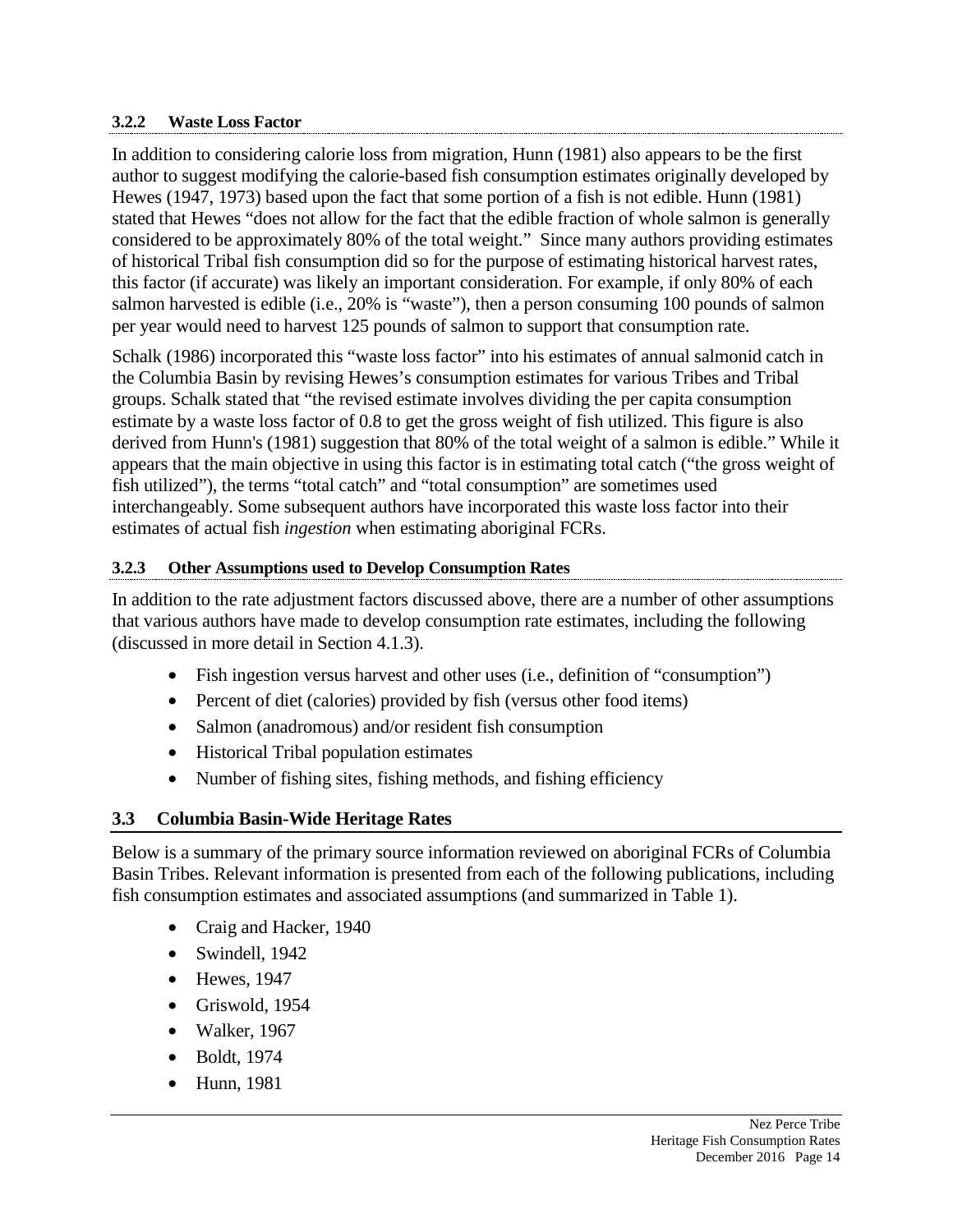### 3.2.2 Waste Loss Factor

In addition to considering calorie loss from migration, Hunn (1981) also appears to be the first author to suggest modifying the calorie-based fish consumption estimates originally developed by Hewes (1947, 1973) based upon the fact that some portion of a fish is not edible. Hunn (1981) stated that Hewes "does not allow for the fact that the edible fraction of whole salmon is generally considered to be approximately 80% of the total weight." Since many authors providing estimates of historical Tribal fish consumption did so for the purpose of estimating historical harvest rates, this factor (if accurate) was likely an important consideration. For example, if only 80% of each salmon harvested is edible (i.e., 20% is "waste"), then a person consuming 100 pounds of salmon per year would need to harvest 125 pounds of salmon to support that consumption rate.

Schalk (1986) incorporated this "waste loss factor" into his estimates of annual salmonid catch in the Columbia Basin by revising Hewes's consumption estimates for various Tribes and Tribal groups. Schalk stated that "the revised estimate involves dividing the per capita consumption estimate by a waste loss factor of 0.8 to get the gross weight of fish utilized. This figure is also derived from Hunn's (1981) suggestion that 80% of the total weight of a salmon is edible." While it appears that the main objective in using this factor is in estimating total catch ("the gross weight of fish utilized"), the terms "total catch" and "total consumption" are sometimes used interchangeably. Some subsequent authors have incorporated this waste loss factor into their estimates of actual fish *ingestion* when estimating aboriginal FCRs.

### 3.2.3 Other Assumptions used to Develop Consumption Rates

In addition to the rate adjustment factors discussed above, there are a number of other assumptions that various authors have made to develop consumption rate estimates, including the following (discussed in more detail in Section 4.1.3).

- Fish ingestion versus harvest and other uses (i.e., definition of "consumption")
- Percent of diet (calories) provided by fish (versus other food items)
- Salmon (anadromous) and/or resident fish consumption
- Historical Tribal population estimates
- Number of fishing sites, fishing methods, and fishing efficiency

## 3.3 Columbia Basin-Wide Heritage Rates

Below is a summary of the primary source information reviewed on aboriginal FCRs of Columbia Basin Tribes. Relevant information is presented from each of the following publications, including fish consumption estimates and associated assumptions (and summarized in Table 1).

- Craig and Hacker, 1940
- Swindell, 1942
- Hewes, 1947
- Griswold, 1954
- Walker, 1967
- Boldt, 1974
- Hunn, 1981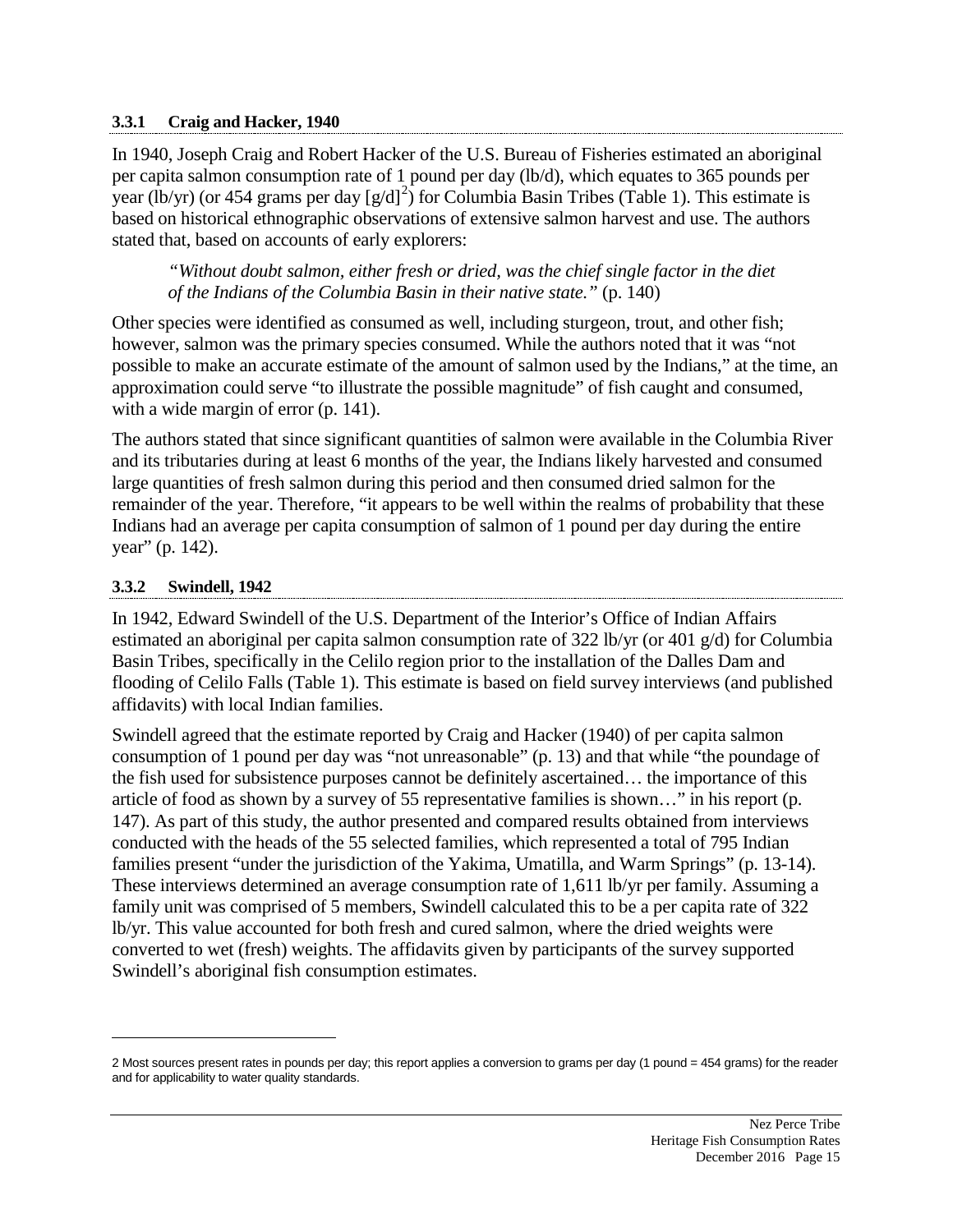### 3.3.1 Craig and Hacker, 1940

In 1940, Joseph Craig and Robert Hacker of the U.S. Bureau of Fisheries estimated an aboriginal per capita salmon consumption rate of 1 pound per day (lb/d), which equates to 365 pounds per year (lb/yr) (or 454 grams per day [g/d][2]) for Columbia Basin Tribes (Table 1). This estimate is based on historical ethnographic observations of extensive salmon harvest and use. The authors stated that, based on accounts of early explorers:

> *"Without doubt salmon, either fresh or dried, was the chief single factor in the diet of the Indians of the Columbia Basin in their native state."* (p. 140)

Other species were identified as consumed as well, including sturgeon, trout, and other fish; however, salmon was the primary species consumed. While the authors noted that it was "not possible to make an accurate estimate of the amount of salmon used by the Indians," at the time, an approximation could serve "to illustrate the possible magnitude" of fish caught and consumed, with a wide margin of error (p. 141).

The authors stated that since significant quantities of salmon were available in the Columbia River and its tributaries during at least 6 months of the year, the Indians likely harvested and consumed large quantities of fresh salmon during this period and then consumed dried salmon for the remainder of the year. Therefore, "it appears to be well within the realms of probability that these Indians had an average per capita consumption of salmon of 1 pound per day during the entire year" (p. 142).

### 3.3.2 Swindell, 1942

In 1942, Edward Swindell of the U.S. Department of the Interior's Office of Indian Affairs estimated an aboriginal per capita salmon consumption rate of 322 lb/yr (or 401 g/d) for Columbia Basin Tribes, specifically in the Celilo region prior to the installation of the Dalles Dam and flooding of Celilo Falls (Table 1). This estimate is based on field survey interviews (and published affidavits) with local Indian families.

Swindell agreed that the estimate reported by Craig and Hacker (1940) of per capita salmon consumption of 1 pound per day was "not unreasonable" (p. 13) and that while "the poundage of the fish used for subsistence purposes cannot be definitely ascertained… the importance of this article of food as shown by a survey of 55 representative families is shown…" in his report (p. 147). As part of this study, the author presented and compared results obtained from interviews conducted with the heads of the 55 selected families, which represented a total of 795 Indian families present "under the jurisdiction of the Yakima, Umatilla, and Warm Springs" (p. 13-14). These interviews determined an average consumption rate of 1,611 lb/yr per family. Assuming a family unit was comprised of 5 members, Swindell calculated this to be a per capita rate of 322 lb/yr. This value accounted for both fresh and cured salmon, where the dried weights were converted to wet (fresh) weights. The affidavits given by participants of the survey supported Swindell's aboriginal fish consumption estimates.

---

2 Most sources present rates in pounds per day; this report applies a conversion to grams per day (1 pound = 454 grams) for the reader and for applicability to water quality standards.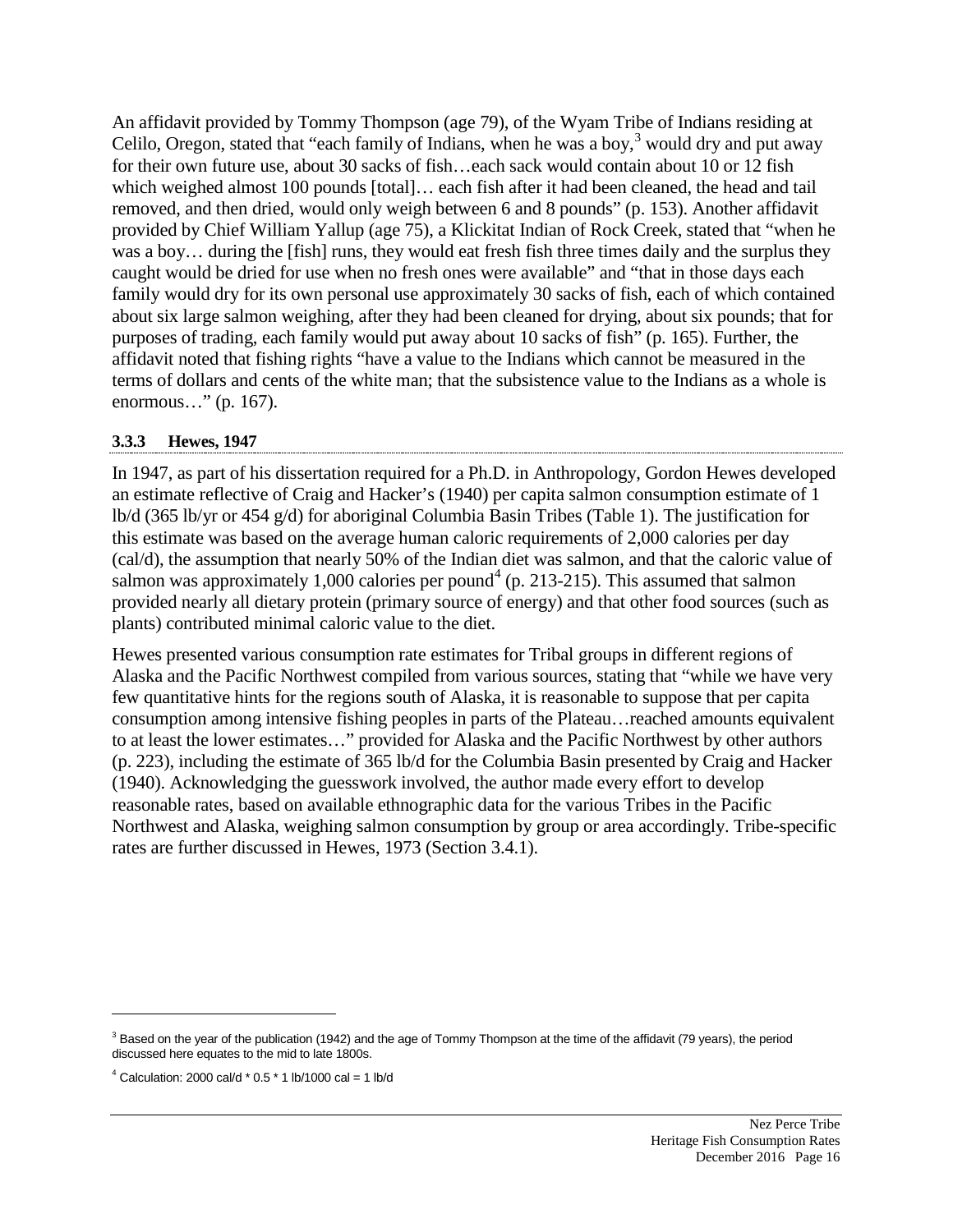An affidavit provided by Tommy Thompson (age 79), of the Wyam Tribe of Indians residing at Celilo, Oregon, stated that "each family of Indians, when he was a boy,[3] would dry and put away for their own future use, about 30 sacks of fish…each sack would contain about 10 or 12 fish which weighed almost 100 pounds [total]… each fish after it had been cleaned, the head and tail removed, and then dried, would only weigh between 6 and 8 pounds" (p. 153). Another affidavit provided by Chief William Yallup (age 75), a Klickitat Indian of Rock Creek, stated that "when he was a boy… during the [fish] runs, they would eat fresh fish three times daily and the surplus they caught would be dried for use when no fresh ones were available" and "that in those days each family would dry for its own personal use approximately 30 sacks of fish, each of which contained about six large salmon weighing, after they had been cleaned for drying, about six pounds; that for purposes of trading, each family would put away about 10 sacks of fish" (p. 165). Further, the affidavit noted that fishing rights "have a value to the Indians which cannot be measured in the terms of dollars and cents of the white man; that the subsistence value to the Indians as a whole is enormous…" (p. 167).

### 3.3.3 Hewes, 1947

In 1947, as part of his dissertation required for a Ph.D. in Anthropology, Gordon Hewes developed an estimate reflective of Craig and Hacker's (1940) per capita salmon consumption estimate of 1 lb/d (365 lb/yr or 454 g/d) for aboriginal Columbia Basin Tribes (Table 1). The justification for this estimate was based on the average human caloric requirements of 2,000 calories per day (cal/d), the assumption that nearly 50% of the Indian diet was salmon, and that the caloric value of salmon was approximately 1,000 calories per pound[4] (p. 213-215). This assumed that salmon provided nearly all dietary protein (primary source of energy) and that other food sources (such as plants) contributed minimal caloric value to the diet.

Hewes presented various consumption rate estimates for Tribal groups in different regions of Alaska and the Pacific Northwest compiled from various sources, stating that "while we have very few quantitative hints for the regions south of Alaska, it is reasonable to suppose that per capita consumption among intensive fishing peoples in parts of the Plateau…reached amounts equivalent to at least the lower estimates…" provided for Alaska and the Pacific Northwest by other authors (p. 223), including the estimate of 365 lb/d for the Columbia Basin presented by Craig and Hacker (1940). Acknowledging the guesswork involved, the author made every effort to develop reasonable rates, based on available ethnographic data for the various Tribes in the Pacific Northwest and Alaska, weighing salmon consumption by group or area accordingly. Tribe-specific rates are further discussed in Hewes, 1973 (Section 3.4.1).

---

[3] Based on the year of the publication (1942) and the age of Tommy Thompson at the time of the affidavit (79 years), the period discussed here equates to the mid to late 1800s.

[4] Calculation: 2000 cal/d * 0.5 * 1 lb/1000 cal = 1 lb/d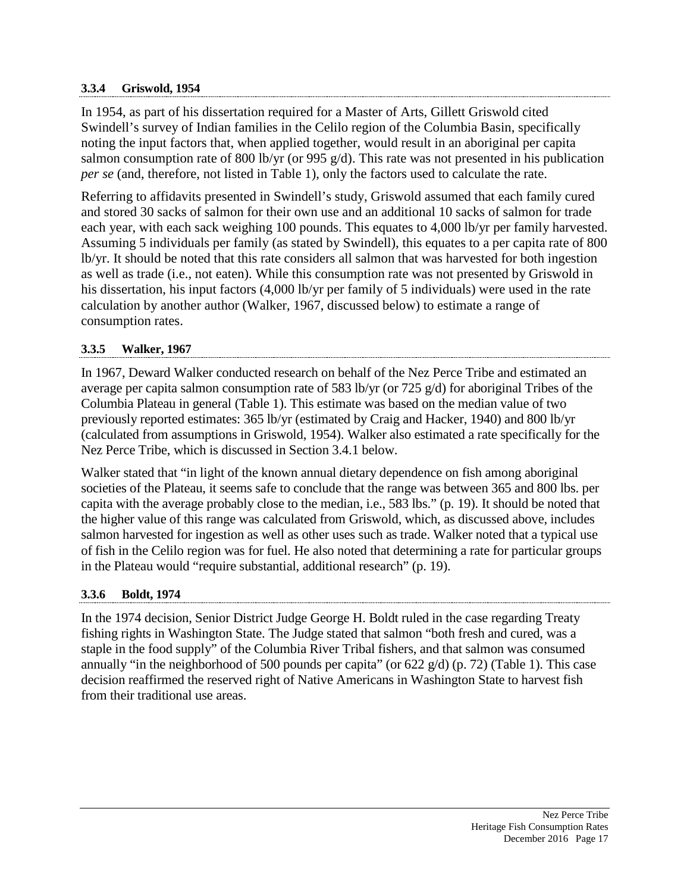### 3.3.4 Griswold, 1954

In 1954, as part of his dissertation required for a Master of Arts, Gillett Griswold cited Swindell's survey of Indian families in the Celilo region of the Columbia Basin, specifically noting the input factors that, when applied together, would result in an aboriginal per capita salmon consumption rate of 800 lb/yr (or 995 g/d). This rate was not presented in his publication *per se* (and, therefore, not listed in Table 1), only the factors used to calculate the rate.

Referring to affidavits presented in Swindell's study, Griswold assumed that each family cured and stored 30 sacks of salmon for their own use and an additional 10 sacks of salmon for trade each year, with each sack weighing 100 pounds. This equates to 4,000 lb/yr per family harvested. Assuming 5 individuals per family (as stated by Swindell), this equates to a per capita rate of 800 lb/yr. It should be noted that this rate considers all salmon that was harvested for both ingestion as well as trade (i.e., not eaten). While this consumption rate was not presented by Griswold in his dissertation, his input factors (4,000 lb/yr per family of 5 individuals) were used in the rate calculation by another author (Walker, 1967, discussed below) to estimate a range of consumption rates.

### 3.3.5 Walker, 1967

In 1967, Deward Walker conducted research on behalf of the Nez Perce Tribe and estimated an average per capita salmon consumption rate of 583 lb/yr (or 725 g/d) for aboriginal Tribes of the Columbia Plateau in general (Table 1). This estimate was based on the median value of two previously reported estimates: 365 lb/yr (estimated by Craig and Hacker, 1940) and 800 lb/yr (calculated from assumptions in Griswold, 1954). Walker also estimated a rate specifically for the Nez Perce Tribe, which is discussed in Section 3.4.1 below.

Walker stated that "in light of the known annual dietary dependence on fish among aboriginal societies of the Plateau, it seems safe to conclude that the range was between 365 and 800 lbs. per capita with the average probably close to the median, i.e., 583 lbs." (p. 19). It should be noted that the higher value of this range was calculated from Griswold, which, as discussed above, includes salmon harvested for ingestion as well as other uses such as trade. Walker noted that a typical use of fish in the Celilo region was for fuel. He also noted that determining a rate for particular groups in the Plateau would "require substantial, additional research" (p. 19).

### 3.3.6 Boldt, 1974

In the 1974 decision, Senior District Judge George H. Boldt ruled in the case regarding Treaty fishing rights in Washington State. The Judge stated that salmon "both fresh and cured, was a staple in the food supply" of the Columbia River Tribal fishers, and that salmon was consumed annually "in the neighborhood of 500 pounds per capita" (or 622 g/d) (p. 72) (Table 1). This case decision reaffirmed the reserved right of Native Americans in Washington State to harvest fish from their traditional use areas.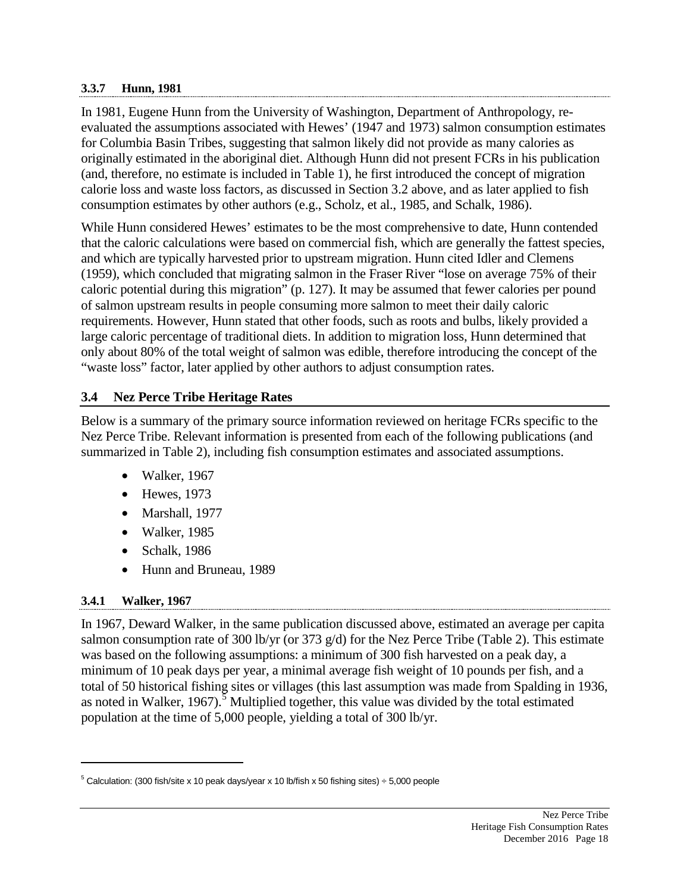#### 3.3.7 Hunn, 1981

In 1981, Eugene Hunn from the University of Washington, Department of Anthropology, re-evaluated the assumptions associated with Hewes' (1947 and 1973) salmon consumption estimates for Columbia Basin Tribes, suggesting that salmon likely did not provide as many calories as originally estimated in the aboriginal diet. Although Hunn did not present FCRs in his publication (and, therefore, no estimate is included in Table 1), he first introduced the concept of migration calorie loss and waste loss factors, as discussed in Section 3.2 above, and as later applied to fish consumption estimates by other authors (e.g., Scholz, et al., 1985, and Schalk, 1986).

While Hunn considered Hewes' estimates to be the most comprehensive to date, Hunn contended that the caloric calculations were based on commercial fish, which are generally the fattest species, and which are typically harvested prior to upstream migration. Hunn cited Idler and Clemens (1959), which concluded that migrating salmon in the Fraser River "lose on average 75% of their caloric potential during this migration" (p. 127). It may be assumed that fewer calories per pound of salmon upstream results in people consuming more salmon to meet their daily caloric requirements. However, Hunn stated that other foods, such as roots and bulbs, likely provided a large caloric percentage of traditional diets. In addition to migration loss, Hunn determined that only about 80% of the total weight of salmon was edible, therefore introducing the concept of the "waste loss" factor, later applied by other authors to adjust consumption rates.

## 3.4 Nez Perce Tribe Heritage Rates

Below is a summary of the primary source information reviewed on heritage FCRs specific to the Nez Perce Tribe. Relevant information is presented from each of the following publications (and summarized in Table 2), including fish consumption estimates and associated assumptions.

- Walker, 1967
- Hewes, 1973
- Marshall, 1977
- Walker, 1985
- Schalk, 1986
- Hunn and Bruneau, 1989

#### 3.4.1 Walker, 1967

In 1967, Deward Walker, in the same publication discussed above, estimated an average per capita salmon consumption rate of 300 lb/yr (or 373 g/d) for the Nez Perce Tribe (Table 2). This estimate was based on the following assumptions: a minimum of 300 fish harvested on a peak day, a minimum of 10 peak days per year, a minimal average fish weight of 10 pounds per fish, and a total of 50 historical fishing sites or villages (this last assumption was made from Spalding in 1936, as noted in Walker, 1967).[5] Multiplied together, this value was divided by the total estimated population at the time of 5,000 people, yielding a total of 300 lb/yr.

---

[5] Calculation: (300 fish/site x 10 peak days/year x 10 lb/fish x 50 fishing sites) ÷ 5,000 people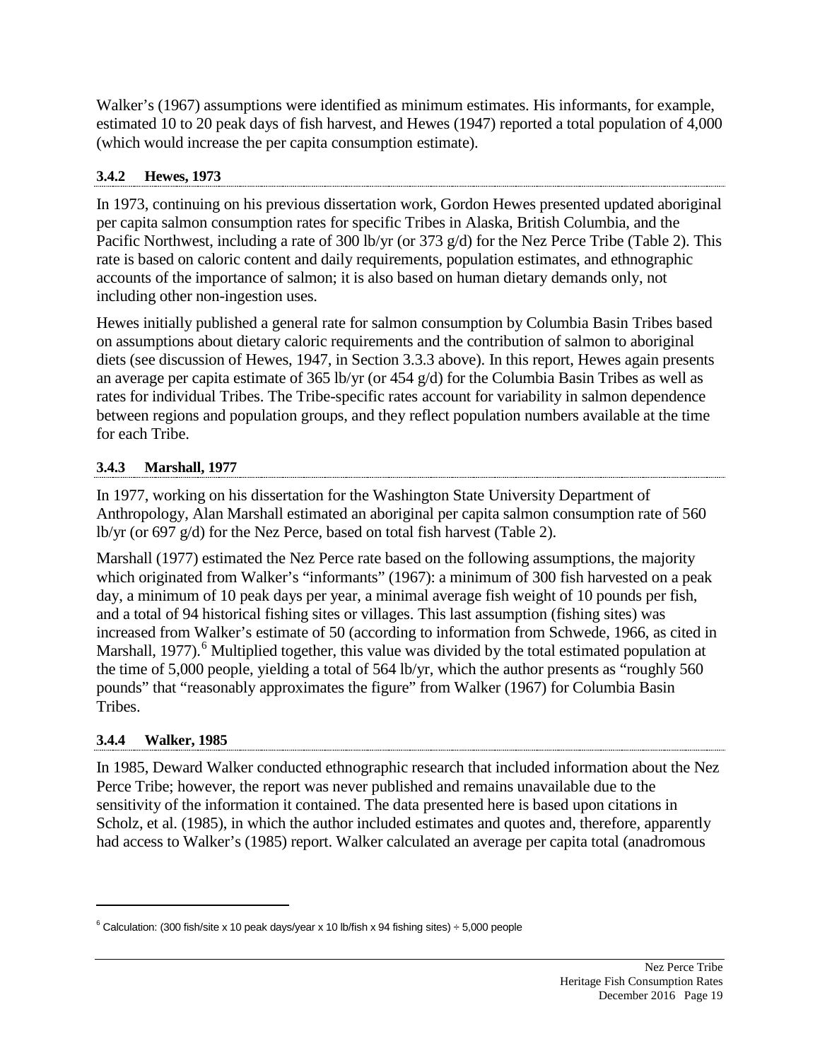Walker's (1967) assumptions were identified as minimum estimates. His informants, for example, estimated 10 to 20 peak days of fish harvest, and Hewes (1947) reported a total population of 4,000 (which would increase the per capita consumption estimate).

### 3.4.2 Hewes, 1973

In 1973, continuing on his previous dissertation work, Gordon Hewes presented updated aboriginal per capita salmon consumption rates for specific Tribes in Alaska, British Columbia, and the Pacific Northwest, including a rate of 300 lb/yr (or 373 g/d) for the Nez Perce Tribe (Table 2). This rate is based on caloric content and daily requirements, population estimates, and ethnographic accounts of the importance of salmon; it is also based on human dietary demands only, not including other non-ingestion uses.

Hewes initially published a general rate for salmon consumption by Columbia Basin Tribes based on assumptions about dietary caloric requirements and the contribution of salmon to aboriginal diets (see discussion of Hewes, 1947, in Section 3.3.3 above). In this report, Hewes again presents an average per capita estimate of 365 lb/yr (or 454 g/d) for the Columbia Basin Tribes as well as rates for individual Tribes. The Tribe-specific rates account for variability in salmon dependence between regions and population groups, and they reflect population numbers available at the time for each Tribe.

### 3.4.3 Marshall, 1977

In 1977, working on his dissertation for the Washington State University Department of Anthropology, Alan Marshall estimated an aboriginal per capita salmon consumption rate of 560 lb/yr (or 697 g/d) for the Nez Perce, based on total fish harvest (Table 2).

Marshall (1977) estimated the Nez Perce rate based on the following assumptions, the majority which originated from Walker's "informants" (1967): a minimum of 300 fish harvested on a peak day, a minimum of 10 peak days per year, a minimal average fish weight of 10 pounds per fish, and a total of 94 historical fishing sites or villages. This last assumption (fishing sites) was increased from Walker's estimate of 50 (according to information from Schwede, 1966, as cited in Marshall, 1977).[6] Multiplied together, this value was divided by the total estimated population at the time of 5,000 people, yielding a total of 564 lb/yr, which the author presents as "roughly 560 pounds" that "reasonably approximates the figure" from Walker (1967) for Columbia Basin Tribes.

### 3.4.4 Walker, 1985

In 1985, Deward Walker conducted ethnographic research that included information about the Nez Perce Tribe; however, the report was never published and remains unavailable due to the sensitivity of the information it contained. The data presented here is based upon citations in Scholz, et al. (1985), in which the author included estimates and quotes and, therefore, apparently had access to Walker's (1985) report. Walker calculated an average per capita total (anadromous

---

[6] Calculation: (300 fish/site x 10 peak days/year x 10 lb/fish x 94 fishing sites) ÷ 5,000 people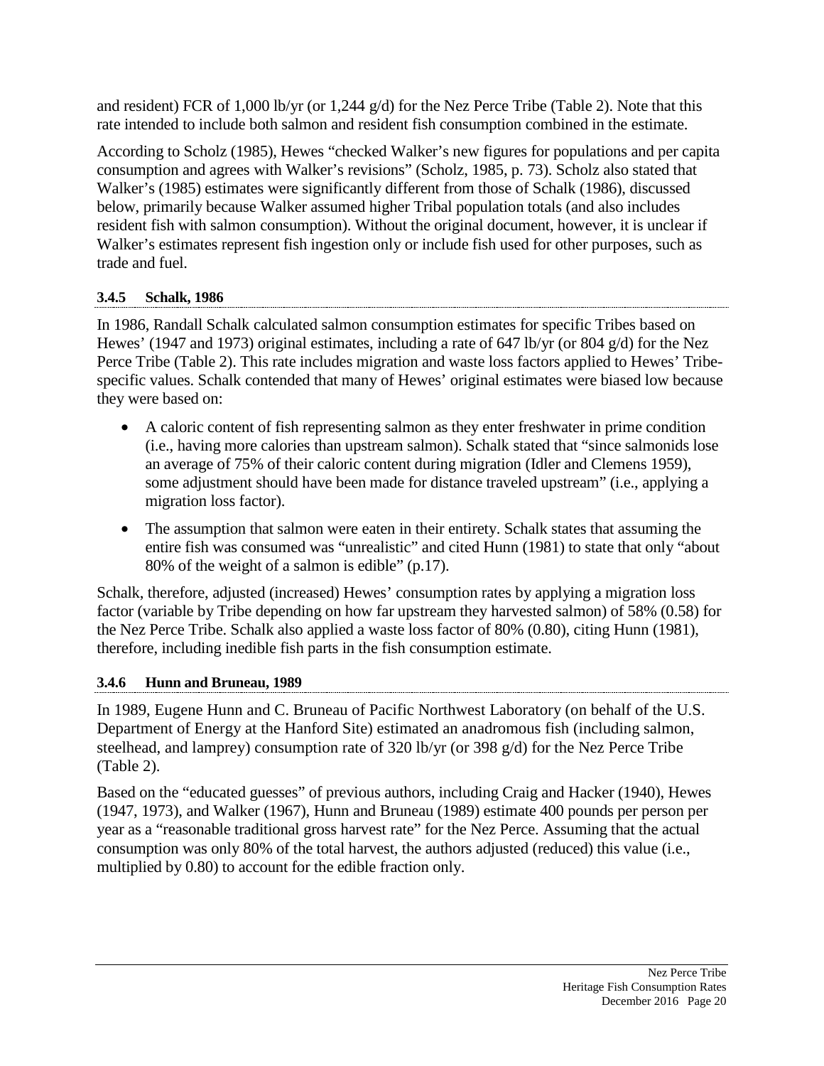and resident) FCR of 1,000 lb/yr (or 1,244 g/d) for the Nez Perce Tribe (Table 2). Note that this rate intended to include both salmon and resident fish consumption combined in the estimate.

According to Scholz (1985), Hewes "checked Walker's new figures for populations and per capita consumption and agrees with Walker's revisions" (Scholz, 1985, p. 73). Scholz also stated that Walker's (1985) estimates were significantly different from those of Schalk (1986), discussed below, primarily because Walker assumed higher Tribal population totals (and also includes resident fish with salmon consumption). Without the original document, however, it is unclear if Walker's estimates represent fish ingestion only or include fish used for other purposes, such as trade and fuel.

### 3.4.5 Schalk, 1986

In 1986, Randall Schalk calculated salmon consumption estimates for specific Tribes based on Hewes' (1947 and 1973) original estimates, including a rate of 647 lb/yr (or 804 g/d) for the Nez Perce Tribe (Table 2). This rate includes migration and waste loss factors applied to Hewes' Tribe-specific values. Schalk contended that many of Hewes' original estimates were biased low because they were based on:

- A caloric content of fish representing salmon as they enter freshwater in prime condition (i.e., having more calories than upstream salmon). Schalk stated that "since salmonids lose an average of 75% of their caloric content during migration (Idler and Clemens 1959), some adjustment should have been made for distance traveled upstream" (i.e., applying a migration loss factor).
- The assumption that salmon were eaten in their entirety. Schalk states that assuming the entire fish was consumed was "unrealistic" and cited Hunn (1981) to state that only "about 80% of the weight of a salmon is edible" (p.17).

Schalk, therefore, adjusted (increased) Hewes' consumption rates by applying a migration loss factor (variable by Tribe depending on how far upstream they harvested salmon) of 58% (0.58) for the Nez Perce Tribe. Schalk also applied a waste loss factor of 80% (0.80), citing Hunn (1981), therefore, including inedible fish parts in the fish consumption estimate.

### 3.4.6 Hunn and Bruneau, 1989

In 1989, Eugene Hunn and C. Bruneau of Pacific Northwest Laboratory (on behalf of the U.S. Department of Energy at the Hanford Site) estimated an anadromous fish (including salmon, steelhead, and lamprey) consumption rate of 320 lb/yr (or 398 g/d) for the Nez Perce Tribe (Table 2).

Based on the "educated guesses" of previous authors, including Craig and Hacker (1940), Hewes (1947, 1973), and Walker (1967), Hunn and Bruneau (1989) estimate 400 pounds per person per year as a "reasonable traditional gross harvest rate" for the Nez Perce. Assuming that the actual consumption was only 80% of the total harvest, the authors adjusted (reduced) this value (i.e., multiplied by 0.80) to account for the edible fraction only.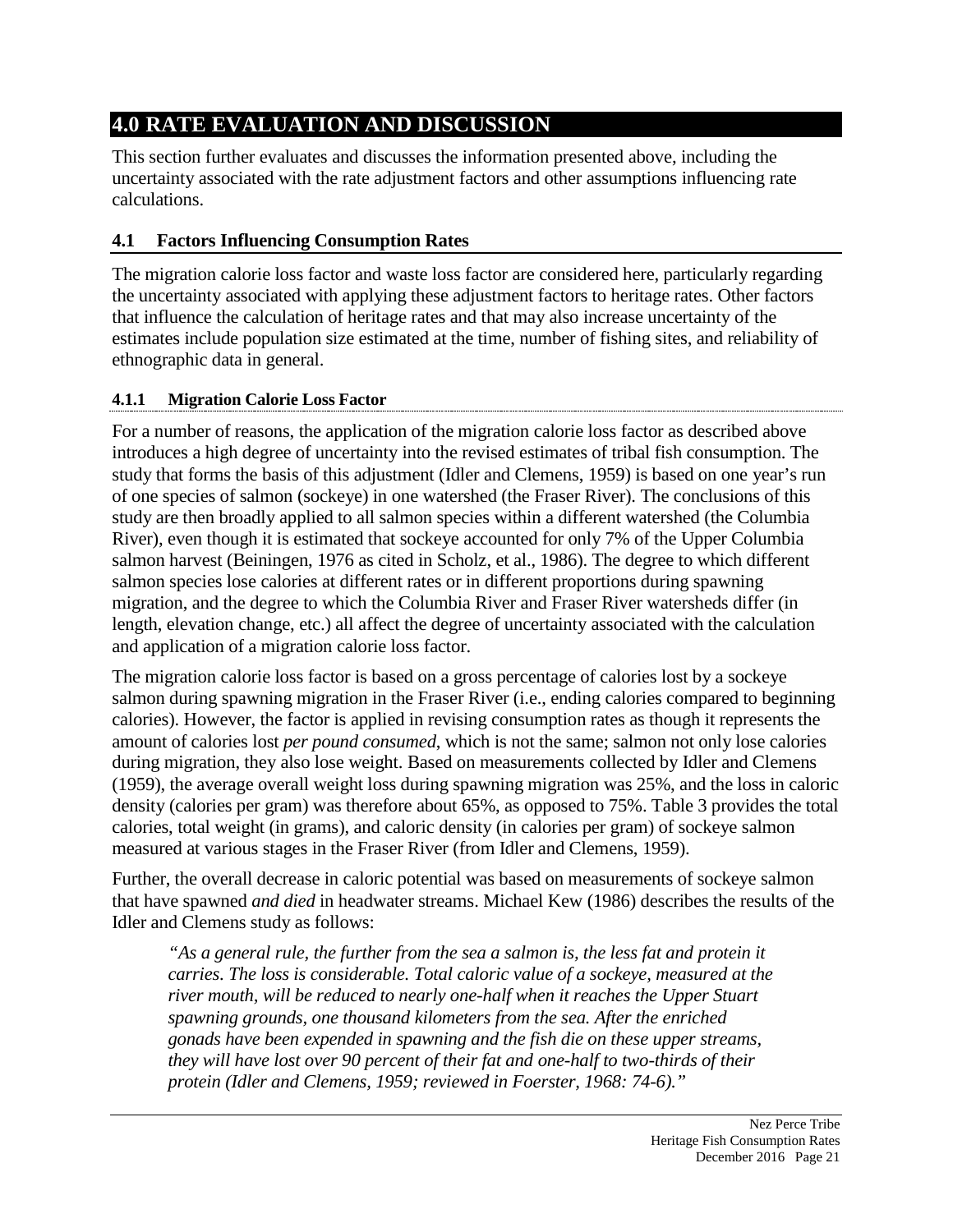# 4.0 RATE EVALUATION AND DISCUSSION

This section further evaluates and discusses the information presented above, including the uncertainty associated with the rate adjustment factors and other assumptions influencing rate calculations.

## 4.1 Factors Influencing Consumption Rates

The migration calorie loss factor and waste loss factor are considered here, particularly regarding the uncertainty associated with applying these adjustment factors to heritage rates. Other factors that influence the calculation of heritage rates and that may also increase uncertainty of the estimates include population size estimated at the time, number of fishing sites, and reliability of ethnographic data in general.

### 4.1.1 Migration Calorie Loss Factor

For a number of reasons, the application of the migration calorie loss factor as described above introduces a high degree of uncertainty into the revised estimates of tribal fish consumption. The study that forms the basis of this adjustment (Idler and Clemens, 1959) is based on one year's run of one species of salmon (sockeye) in one watershed (the Fraser River). The conclusions of this study are then broadly applied to all salmon species within a different watershed (the Columbia River), even though it is estimated that sockeye accounted for only 7% of the Upper Columbia salmon harvest (Beiningen, 1976 as cited in Scholz, et al., 1986). The degree to which different salmon species lose calories at different rates or in different proportions during spawning migration, and the degree to which the Columbia River and Fraser River watersheds differ (in length, elevation change, etc.) all affect the degree of uncertainty associated with the calculation and application of a migration calorie loss factor.

The migration calorie loss factor is based on a gross percentage of calories lost by a sockeye salmon during spawning migration in the Fraser River (i.e., ending calories compared to beginning calories). However, the factor is applied in revising consumption rates as though it represents the amount of calories lost *per pound consumed*, which is not the same; salmon not only lose calories during migration, they also lose weight. Based on measurements collected by Idler and Clemens (1959), the average overall weight loss during spawning migration was 25%, and the loss in caloric density (calories per gram) was therefore about 65%, as opposed to 75%. Table 3 provides the total calories, total weight (in grams), and caloric density (in calories per gram) of sockeye salmon measured at various stages in the Fraser River (from Idler and Clemens, 1959).

Further, the overall decrease in caloric potential was based on measurements of sockeye salmon that have spawned *and died* in headwater streams. Michael Kew (1986) describes the results of the Idler and Clemens study as follows:

> *"As a general rule, the further from the sea a salmon is, the less fat and protein it carries. The loss is considerable. Total caloric value of a sockeye, measured at the river mouth, will be reduced to nearly one-half when it reaches the Upper Stuart spawning grounds, one thousand kilometers from the sea. After the enriched gonads have been expended in spawning and the fish die on these upper streams, they will have lost over 90 percent of their fat and one-half to two-thirds of their protein (Idler and Clemens, 1959; reviewed in Foerster, 1968: 74-6)."*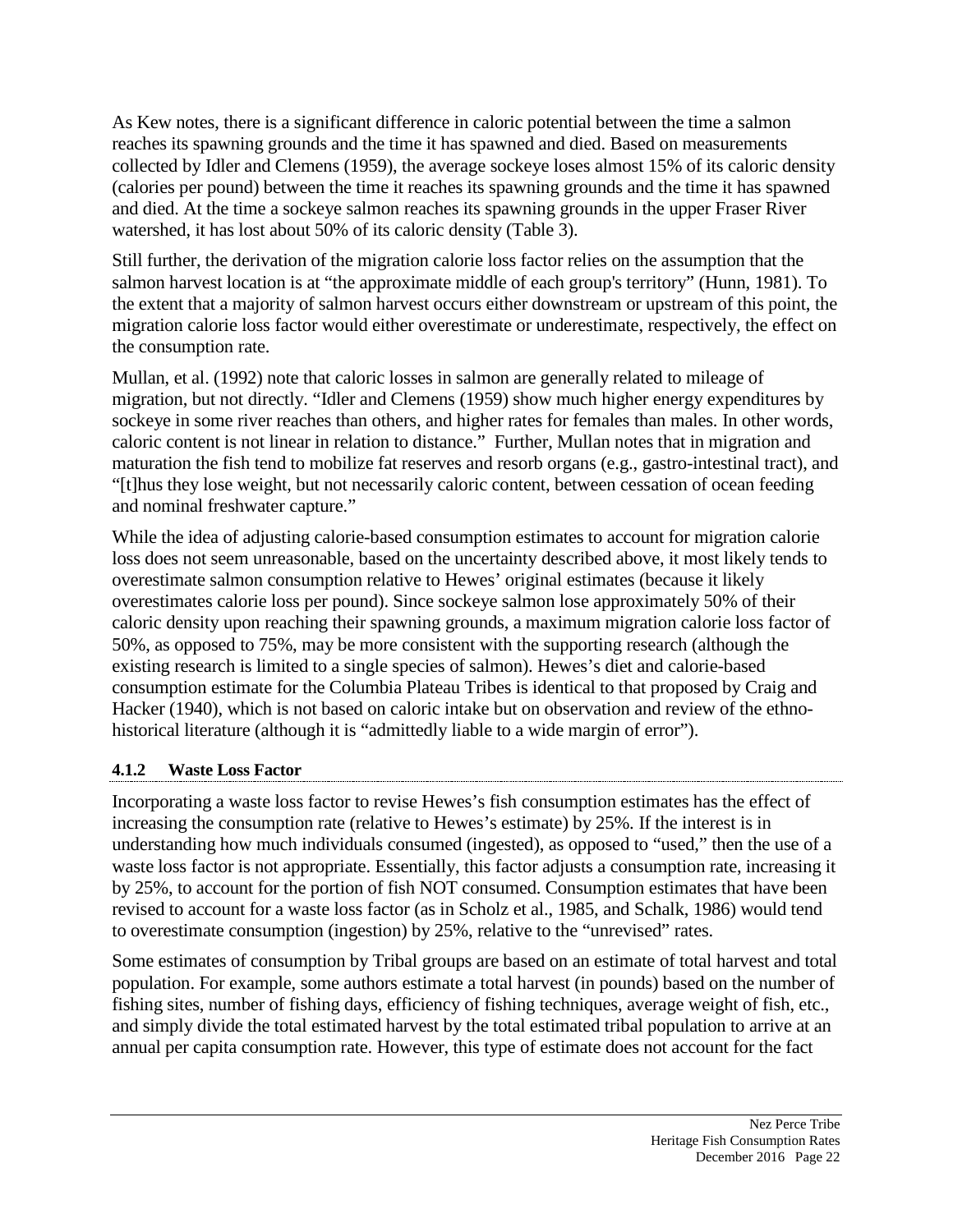As Kew notes, there is a significant difference in caloric potential between the time a salmon reaches its spawning grounds and the time it has spawned and died. Based on measurements collected by Idler and Clemens (1959), the average sockeye loses almost 15% of its caloric density (calories per pound) between the time it reaches its spawning grounds and the time it has spawned and died. At the time a sockeye salmon reaches its spawning grounds in the upper Fraser River watershed, it has lost about 50% of its caloric density (Table 3).

Still further, the derivation of the migration calorie loss factor relies on the assumption that the salmon harvest location is at "the approximate middle of each group's territory" (Hunn, 1981). To the extent that a majority of salmon harvest occurs either downstream or upstream of this point, the migration calorie loss factor would either overestimate or underestimate, respectively, the effect on the consumption rate.

Mullan, et al. (1992) note that caloric losses in salmon are generally related to mileage of migration, but not directly. "Idler and Clemens (1959) show much higher energy expenditures by sockeye in some river reaches than others, and higher rates for females than males. In other words, caloric content is not linear in relation to distance." Further, Mullan notes that in migration and maturation the fish tend to mobilize fat reserves and resorb organs (e.g., gastro-intestinal tract), and "[t]hus they lose weight, but not necessarily caloric content, between cessation of ocean feeding and nominal freshwater capture."

While the idea of adjusting calorie-based consumption estimates to account for migration calorie loss does not seem unreasonable, based on the uncertainty described above, it most likely tends to overestimate salmon consumption relative to Hewes' original estimates (because it likely overestimates calorie loss per pound). Since sockeye salmon lose approximately 50% of their caloric density upon reaching their spawning grounds, a maximum migration calorie loss factor of 50%, as opposed to 75%, may be more consistent with the supporting research (although the existing research is limited to a single species of salmon). Hewes's diet and calorie-based consumption estimate for the Columbia Plateau Tribes is identical to that proposed by Craig and Hacker (1940), which is not based on caloric intake but on observation and review of the ethno-historical literature (although it is "admittedly liable to a wide margin of error").

### 4.1.2 Waste Loss Factor

Incorporating a waste loss factor to revise Hewes's fish consumption estimates has the effect of increasing the consumption rate (relative to Hewes's estimate) by 25%. If the interest is in understanding how much individuals consumed (ingested), as opposed to "used," then the use of a waste loss factor is not appropriate. Essentially, this factor adjusts a consumption rate, increasing it by 25%, to account for the portion of fish NOT consumed. Consumption estimates that have been revised to account for a waste loss factor (as in Scholz et al., 1985, and Schalk, 1986) would tend to overestimate consumption (ingestion) by 25%, relative to the "unrevised" rates.

Some estimates of consumption by Tribal groups are based on an estimate of total harvest and total population. For example, some authors estimate a total harvest (in pounds) based on the number of fishing sites, number of fishing days, efficiency of fishing techniques, average weight of fish, etc., and simply divide the total estimated harvest by the total estimated tribal population to arrive at an annual per capita consumption rate. However, this type of estimate does not account for the fact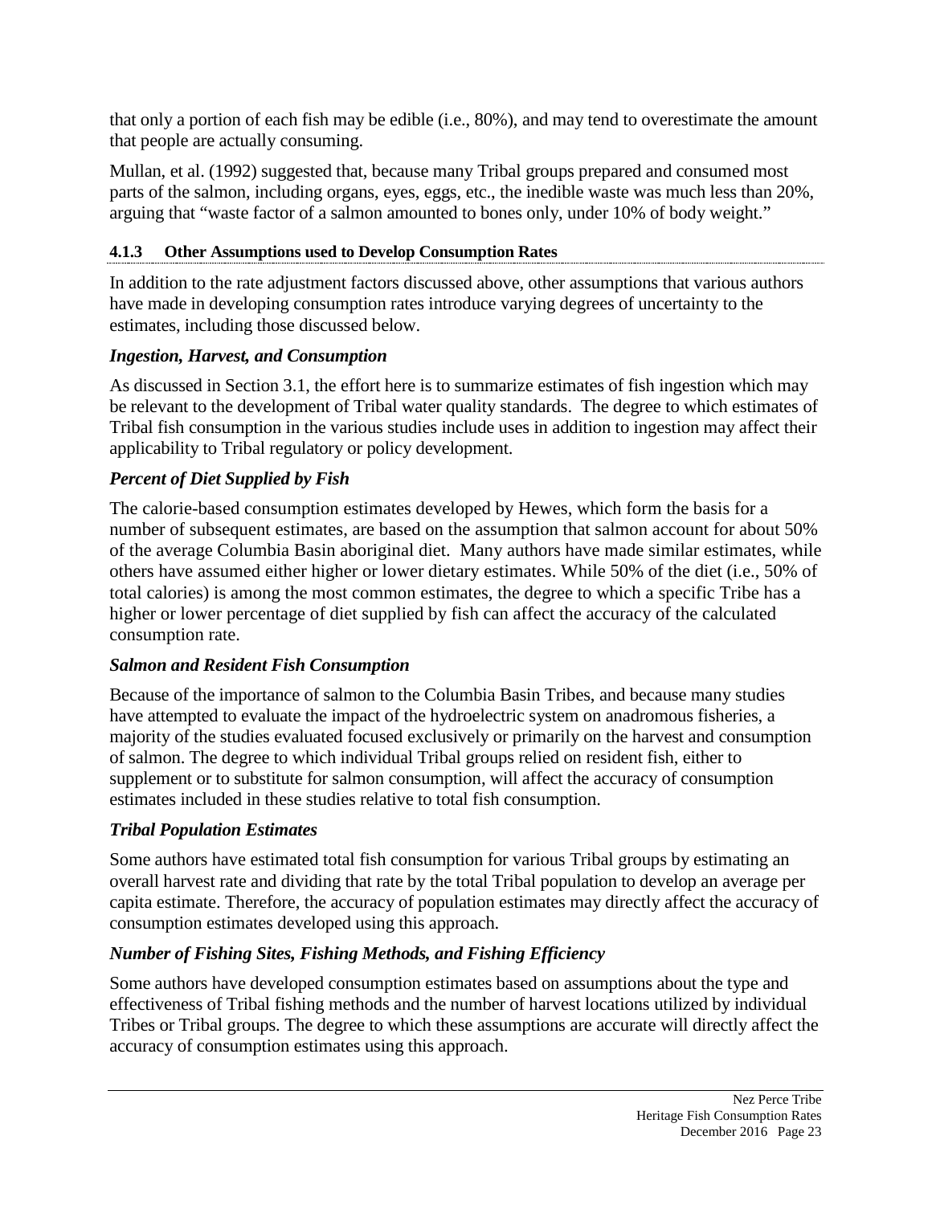that only a portion of each fish may be edible (i.e., 80%), and may tend to overestimate the amount that people are actually consuming.

Mullan, et al. (1992) suggested that, because many Tribal groups prepared and consumed most parts of the salmon, including organs, eyes, eggs, etc., the inedible waste was much less than 20%, arguing that "waste factor of a salmon amounted to bones only, under 10% of body weight."

#### 4.1.3 Other Assumptions used to Develop Consumption Rates

In addition to the rate adjustment factors discussed above, other assumptions that various authors have made in developing consumption rates introduce varying degrees of uncertainty to the estimates, including those discussed below.

***Ingestion, Harvest, and Consumption***

As discussed in Section 3.1, the effort here is to summarize estimates of fish ingestion which may be relevant to the development of Tribal water quality standards. The degree to which estimates of Tribal fish consumption in the various studies include uses in addition to ingestion may affect their applicability to Tribal regulatory or policy development.

***Percent of Diet Supplied by Fish***

The calorie-based consumption estimates developed by Hewes, which form the basis for a number of subsequent estimates, are based on the assumption that salmon account for about 50% of the average Columbia Basin aboriginal diet. Many authors have made similar estimates, while others have assumed either higher or lower dietary estimates. While 50% of the diet (i.e., 50% of total calories) is among the most common estimates, the degree to which a specific Tribe has a higher or lower percentage of diet supplied by fish can affect the accuracy of the calculated consumption rate.

***Salmon and Resident Fish Consumption***

Because of the importance of salmon to the Columbia Basin Tribes, and because many studies have attempted to evaluate the impact of the hydroelectric system on anadromous fisheries, a majority of the studies evaluated focused exclusively or primarily on the harvest and consumption of salmon. The degree to which individual Tribal groups relied on resident fish, either to supplement or to substitute for salmon consumption, will affect the accuracy of consumption estimates included in these studies relative to total fish consumption.

***Tribal Population Estimates***

Some authors have estimated total fish consumption for various Tribal groups by estimating an overall harvest rate and dividing that rate by the total Tribal population to develop an average per capita estimate. Therefore, the accuracy of population estimates may directly affect the accuracy of consumption estimates developed using this approach.

***Number of Fishing Sites, Fishing Methods, and Fishing Efficiency***

Some authors have developed consumption estimates based on assumptions about the type and effectiveness of Tribal fishing methods and the number of harvest locations utilized by individual Tribes or Tribal groups. The degree to which these assumptions are accurate will directly affect the accuracy of consumption estimates using this approach.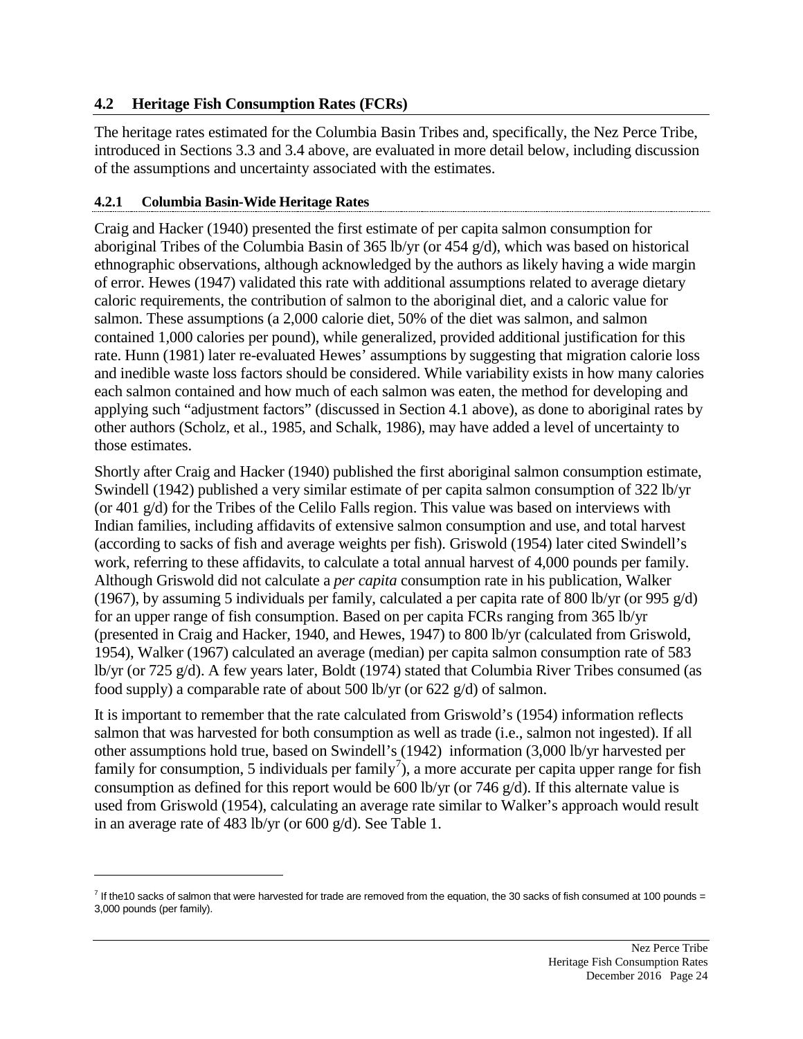## 4.2 Heritage Fish Consumption Rates (FCRs)

The heritage rates estimated for the Columbia Basin Tribes and, specifically, the Nez Perce Tribe, introduced in Sections 3.3 and 3.4 above, are evaluated in more detail below, including discussion of the assumptions and uncertainty associated with the estimates.

### 4.2.1 Columbia Basin-Wide Heritage Rates

Craig and Hacker (1940) presented the first estimate of per capita salmon consumption for aboriginal Tribes of the Columbia Basin of 365 lb/yr (or 454 g/d), which was based on historical ethnographic observations, although acknowledged by the authors as likely having a wide margin of error. Hewes (1947) validated this rate with additional assumptions related to average dietary caloric requirements, the contribution of salmon to the aboriginal diet, and a caloric value for salmon. These assumptions (a 2,000 calorie diet, 50% of the diet was salmon, and salmon contained 1,000 calories per pound), while generalized, provided additional justification for this rate. Hunn (1981) later re-evaluated Hewes' assumptions by suggesting that migration calorie loss and inedible waste loss factors should be considered. While variability exists in how many calories each salmon contained and how much of each salmon was eaten, the method for developing and applying such "adjustment factors" (discussed in Section 4.1 above), as done to aboriginal rates by other authors (Scholz, et al., 1985, and Schalk, 1986), may have added a level of uncertainty to those estimates.

Shortly after Craig and Hacker (1940) published the first aboriginal salmon consumption estimate, Swindell (1942) published a very similar estimate of per capita salmon consumption of 322 lb/yr (or 401 g/d) for the Tribes of the Celilo Falls region. This value was based on interviews with Indian families, including affidavits of extensive salmon consumption and use, and total harvest (according to sacks of fish and average weights per fish). Griswold (1954) later cited Swindell's work, referring to these affidavits, to calculate a total annual harvest of 4,000 pounds per family. Although Griswold did not calculate a *per capita* consumption rate in his publication, Walker (1967), by assuming 5 individuals per family, calculated a per capita rate of 800 lb/yr (or 995 g/d) for an upper range of fish consumption. Based on per capita FCRs ranging from 365 lb/yr (presented in Craig and Hacker, 1940, and Hewes, 1947) to 800 lb/yr (calculated from Griswold, 1954), Walker (1967) calculated an average (median) per capita salmon consumption rate of 583 lb/yr (or 725 g/d). A few years later, Boldt (1974) stated that Columbia River Tribes consumed (as food supply) a comparable rate of about 500 lb/yr (or 622 g/d) of salmon.

It is important to remember that the rate calculated from Griswold's (1954) information reflects salmon that was harvested for both consumption as well as trade (i.e., salmon not ingested). If all other assumptions hold true, based on Swindell's (1942) information (3,000 lb/yr harvested per family for consumption, 5 individuals per family[7]), a more accurate per capita upper range for fish consumption as defined for this report would be 600 lb/yr (or 746 g/d). If this alternate value is used from Griswold (1954), calculating an average rate similar to Walker's approach would result in an average rate of 483 lb/yr (or 600 g/d). See Table 1.

---

[7] If the10 sacks of salmon that were harvested for trade are removed from the equation, the 30 sacks of fish consumed at 100 pounds = 3,000 pounds (per family).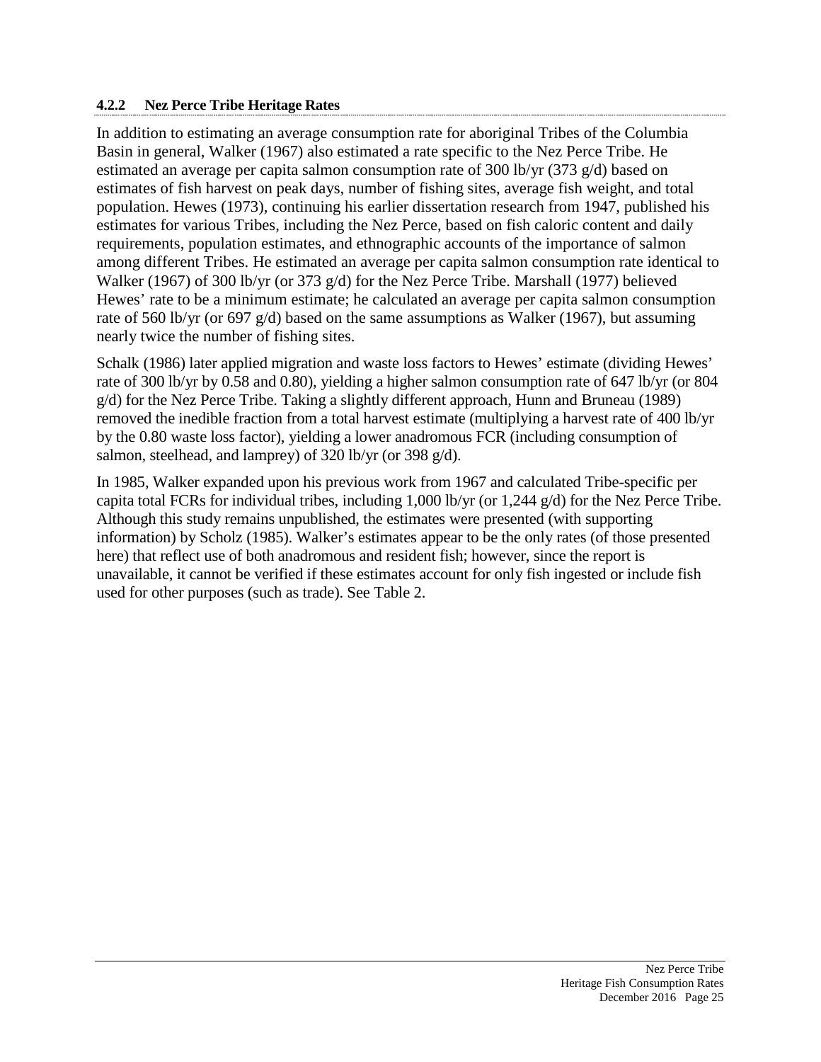### 4.2.2 Nez Perce Tribe Heritage Rates

In addition to estimating an average consumption rate for aboriginal Tribes of the Columbia Basin in general, Walker (1967) also estimated a rate specific to the Nez Perce Tribe. He estimated an average per capita salmon consumption rate of 300 lb/yr (373 g/d) based on estimates of fish harvest on peak days, number of fishing sites, average fish weight, and total population. Hewes (1973), continuing his earlier dissertation research from 1947, published his estimates for various Tribes, including the Nez Perce, based on fish caloric content and daily requirements, population estimates, and ethnographic accounts of the importance of salmon among different Tribes. He estimated an average per capita salmon consumption rate identical to Walker (1967) of 300 lb/yr (or 373 g/d) for the Nez Perce Tribe. Marshall (1977) believed Hewes' rate to be a minimum estimate; he calculated an average per capita salmon consumption rate of 560 lb/yr (or 697 g/d) based on the same assumptions as Walker (1967), but assuming nearly twice the number of fishing sites.

Schalk (1986) later applied migration and waste loss factors to Hewes' estimate (dividing Hewes' rate of 300 lb/yr by 0.58 and 0.80), yielding a higher salmon consumption rate of 647 lb/yr (or 804 g/d) for the Nez Perce Tribe. Taking a slightly different approach, Hunn and Bruneau (1989) removed the inedible fraction from a total harvest estimate (multiplying a harvest rate of 400 lb/yr by the 0.80 waste loss factor), yielding a lower anadromous FCR (including consumption of salmon, steelhead, and lamprey) of 320 lb/yr (or 398 g/d).

In 1985, Walker expanded upon his previous work from 1967 and calculated Tribe-specific per capita total FCRs for individual tribes, including 1,000 lb/yr (or 1,244 g/d) for the Nez Perce Tribe. Although this study remains unpublished, the estimates were presented (with supporting information) by Scholz (1985). Walker's estimates appear to be the only rates (of those presented here) that reflect use of both anadromous and resident fish; however, since the report is unavailable, it cannot be verified if these estimates account for only fish ingested or include fish used for other purposes (such as trade). See Table 2.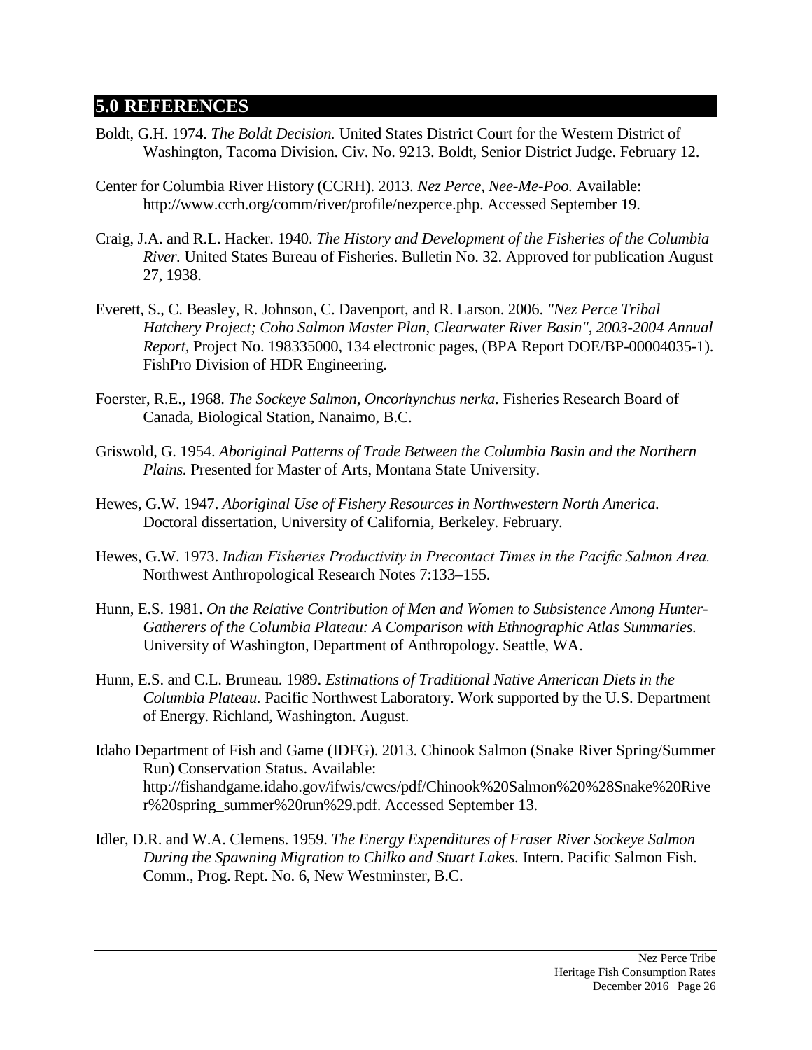## 5.0 REFERENCES

Boldt, G.H. 1974. *The Boldt Decision.* United States District Court for the Western District of Washington, Tacoma Division. Civ. No. 9213. Boldt, Senior District Judge. February 12.

Center for Columbia River History (CCRH). 2013. *Nez Perce, Nee-Me-Poo.* Available: http://www.ccrh.org/comm/river/profile/nezperce.php. Accessed September 19.

Craig, J.A. and R.L. Hacker. 1940. *The History and Development of the Fisheries of the Columbia River.* United States Bureau of Fisheries. Bulletin No. 32. Approved for publication August 27, 1938.

Everett, S., C. Beasley, R. Johnson, C. Davenport, and R. Larson. 2006. *"Nez Perce Tribal Hatchery Project; Coho Salmon Master Plan, Clearwater River Basin", 2003-2004 Annual Report,* Project No. 198335000, 134 electronic pages, (BPA Report DOE/BP-00004035-1). FishPro Division of HDR Engineering.

Foerster, R.E., 1968. *The Sockeye Salmon, Oncorhynchus nerka.* Fisheries Research Board of Canada, Biological Station, Nanaimo, B.C.

Griswold, G. 1954. *Aboriginal Patterns of Trade Between the Columbia Basin and the Northern Plains.* Presented for Master of Arts, Montana State University.

Hewes, G.W. 1947. *Aboriginal Use of Fishery Resources in Northwestern North America.* Doctoral dissertation, University of California, Berkeley. February.

Hewes, G.W. 1973. *Indian Fisheries Productivity in Precontact Times in the Pacific Salmon Area.* Northwest Anthropological Research Notes 7:133–155.

Hunn, E.S. 1981. *On the Relative Contribution of Men and Women to Subsistence Among Hunter-Gatherers of the Columbia Plateau: A Comparison with Ethnographic Atlas Summaries.* University of Washington, Department of Anthropology. Seattle, WA.

Hunn, E.S. and C.L. Bruneau. 1989. *Estimations of Traditional Native American Diets in the Columbia Plateau.* Pacific Northwest Laboratory. Work supported by the U.S. Department of Energy. Richland, Washington. August.

Idaho Department of Fish and Game (IDFG). 2013. Chinook Salmon (Snake River Spring/Summer Run) Conservation Status. Available: http://fishandgame.idaho.gov/ifwis/cwcs/pdf/Chinook%20Salmon%20%28Snake%20River%20spring_summer%20run%29.pdf. Accessed September 13.

Idler, D.R. and W.A. Clemens. 1959. *The Energy Expenditures of Fraser River Sockeye Salmon During the Spawning Migration to Chilko and Stuart Lakes.* Intern. Pacific Salmon Fish. Comm., Prog. Rept. No. 6, New Westminster, B.C.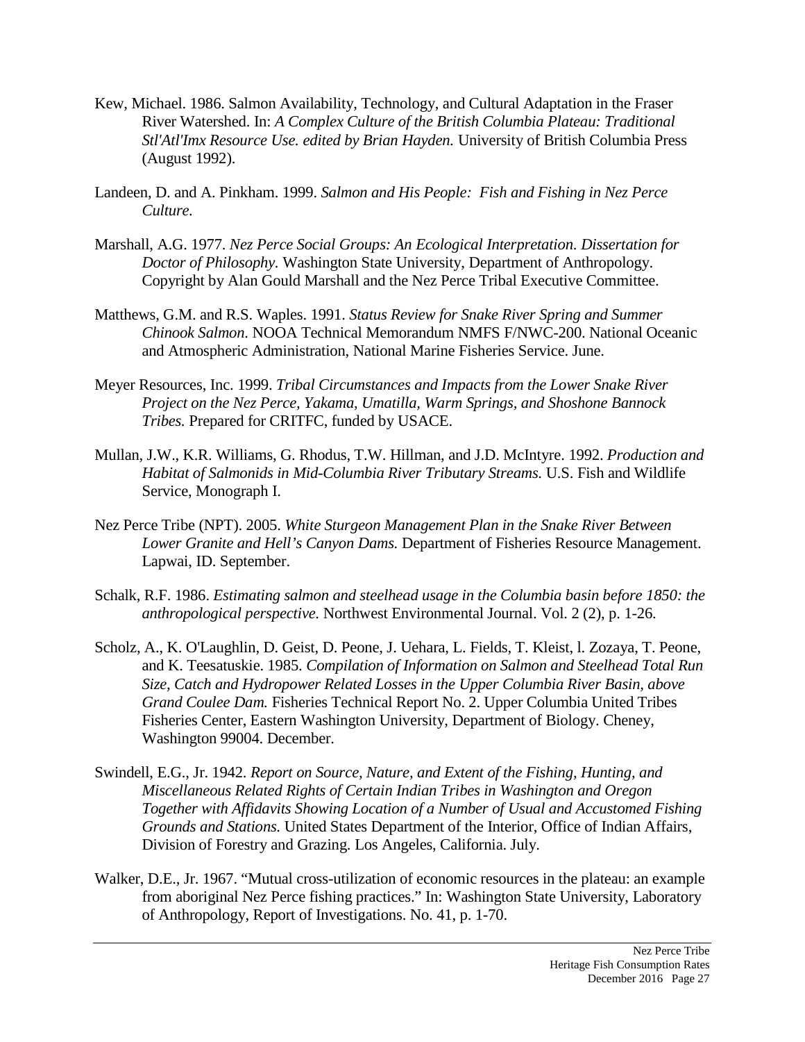Kew, Michael. 1986. Salmon Availability, Technology, and Cultural Adaptation in the Fraser River Watershed. In: *A Complex Culture of the British Columbia Plateau: Traditional Stl'Atl'Imx Resource Use. edited by Brian Hayden.* University of British Columbia Press (August 1992).

Landeen, D. and A. Pinkham. 1999. *Salmon and His People: Fish and Fishing in Nez Perce Culture.*

Marshall, A.G. 1977. *Nez Perce Social Groups: An Ecological Interpretation. Dissertation for Doctor of Philosophy.* Washington State University, Department of Anthropology. Copyright by Alan Gould Marshall and the Nez Perce Tribal Executive Committee.

Matthews, G.M. and R.S. Waples. 1991. *Status Review for Snake River Spring and Summer Chinook Salmon.* NOOA Technical Memorandum NMFS F/NWC-200. National Oceanic and Atmospheric Administration, National Marine Fisheries Service. June.

Meyer Resources, Inc. 1999. *Tribal Circumstances and Impacts from the Lower Snake River Project on the Nez Perce, Yakama, Umatilla, Warm Springs, and Shoshone Bannock Tribes.* Prepared for CRITFC, funded by USACE.

Mullan, J.W., K.R. Williams, G. Rhodus, T.W. Hillman, and J.D. McIntyre. 1992. *Production and Habitat of Salmonids in Mid-Columbia River Tributary Streams.* U.S. Fish and Wildlife Service, Monograph I.

Nez Perce Tribe (NPT). 2005. *White Sturgeon Management Plan in the Snake River Between Lower Granite and Hell's Canyon Dams.* Department of Fisheries Resource Management. Lapwai, ID. September.

Schalk, R.F. 1986. *Estimating salmon and steelhead usage in the Columbia basin before 1850: the anthropological perspective.* Northwest Environmental Journal. Vol. 2 (2), p. 1-26.

Scholz, A., K. O'Laughlin, D. Geist, D. Peone, J. Uehara, L. Fields, T. Kleist, l. Zozaya, T. Peone, and K. Teesatuskie. 1985. *Compilation of Information on Salmon and Steelhead Total Run Size, Catch and Hydropower Related Losses in the Upper Columbia River Basin, above Grand Coulee Dam.* Fisheries Technical Report No. 2. Upper Columbia United Tribes Fisheries Center, Eastern Washington University, Department of Biology. Cheney, Washington 99004. December.

Swindell, E.G., Jr. 1942. *Report on Source, Nature, and Extent of the Fishing, Hunting, and Miscellaneous Related Rights of Certain Indian Tribes in Washington and Oregon Together with Affidavits Showing Location of a Number of Usual and Accustomed Fishing Grounds and Stations.* United States Department of the Interior, Office of Indian Affairs, Division of Forestry and Grazing. Los Angeles, California. July.

Walker, D.E., Jr. 1967. "Mutual cross-utilization of economic resources in the plateau: an example from aboriginal Nez Perce fishing practices." In: Washington State University, Laboratory of Anthropology, Report of Investigations. No. 41, p. 1-70.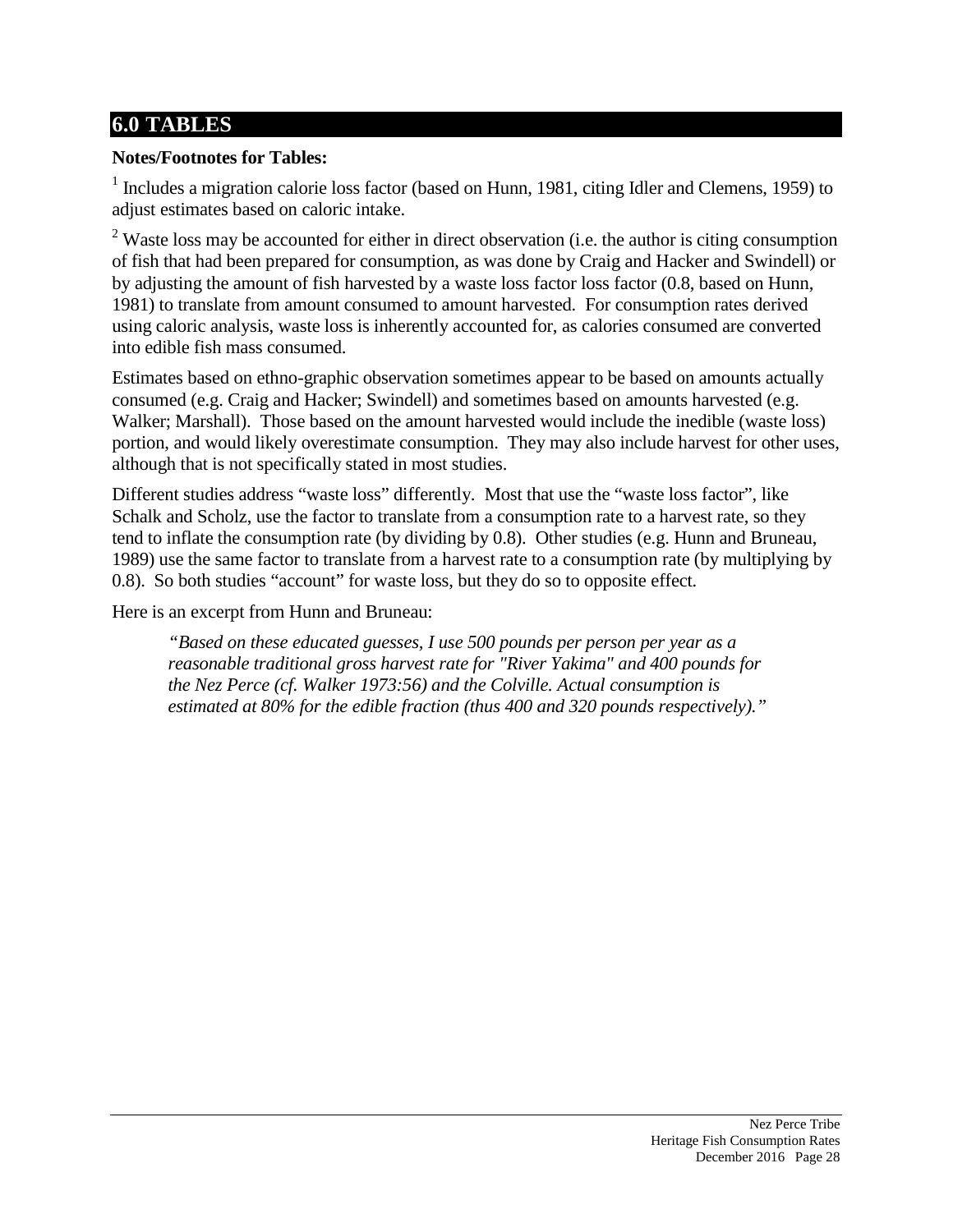# 6.0 TABLES

**Notes/Footnotes for Tables:**

[1] Includes a migration calorie loss factor (based on Hunn, 1981, citing Idler and Clemens, 1959) to adjust estimates based on caloric intake.

[2] Waste loss may be accounted for either in direct observation (i.e. the author is citing consumption of fish that had been prepared for consumption, as was done by Craig and Hacker and Swindell) or by adjusting the amount of fish harvested by a waste loss factor loss factor (0.8, based on Hunn, 1981) to translate from amount consumed to amount harvested. For consumption rates derived using caloric analysis, waste loss is inherently accounted for, as calories consumed are converted into edible fish mass consumed.

Estimates based on ethno-graphic observation sometimes appear to be based on amounts actually consumed (e.g. Craig and Hacker; Swindell) and sometimes based on amounts harvested (e.g. Walker; Marshall). Those based on the amount harvested would include the inedible (waste loss) portion, and would likely overestimate consumption. They may also include harvest for other uses, although that is not specifically stated in most studies.

Different studies address "waste loss" differently. Most that use the "waste loss factor", like Schalk and Scholz, use the factor to translate from a consumption rate to a harvest rate, so they tend to inflate the consumption rate (by dividing by 0.8). Other studies (e.g. Hunn and Bruneau, 1989) use the same factor to translate from a harvest rate to a consumption rate (by multiplying by 0.8). So both studies "account" for waste loss, but they do so to opposite effect.

Here is an excerpt from Hunn and Bruneau:

> *"Based on these educated guesses, I use 500 pounds per person per year as a reasonable traditional gross harvest rate for "River Yakima" and 400 pounds for the Nez Perce (cf. Walker 1973:56) and the Colville. Actual consumption is estimated at 80% for the edible fraction (thus 400 and 320 pounds respectively)."*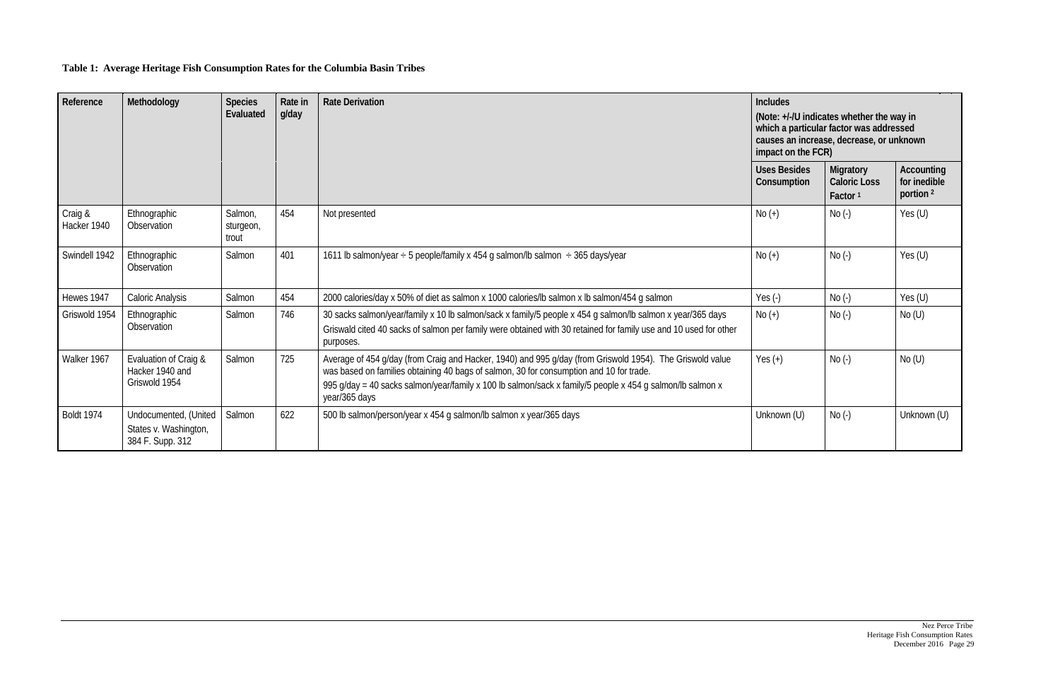**Table 1: Average Heritage Fish Consumption Rates for the Columbia Basin Tribes**

| Reference | Methodology | Species Evaluated | Rate in g/day | Rate Derivation | Includes (Note: +/-/U indicates whether the way in which a particular factor was addressed causes an increase, decrease, or unknown impact on the FCR) | | |
|---|---|---|---|---|---|---|---|
| | | | | | Uses Besides Consumption | Migratory Caloric Loss Factor [1] | Accounting for inedible portion [2] |
| Craig & Hacker 1940 | Ethnographic Observation | Salmon, sturgeon, trout | 454 | Not presented | No (+) | No (-) | Yes (U) |
| Swindell 1942 | Ethnographic Observation | Salmon | 401 | 1611 lb salmon/year ÷ 5 people/family x 454 g salmon/lb salmon ÷ 365 days/year | No (+) | No (-) | Yes (U) |
| Hewes 1947 | Caloric Analysis | Salmon | 454 | 2000 calories/day x 50% of diet as salmon x 1000 calories/lb salmon x lb salmon/454 g salmon | Yes (-) | No (-) | Yes (U) |
| Griswold 1954 | Ethnographic Observation | Salmon | 746 | 30 sacks salmon/year/family x 10 lb salmon/sack x family/5 people x 454 g salmon/lb salmon x year/365 days<br>Griswald cited 40 sacks of salmon per family were obtained with 30 retained for family use and 10 used for other purposes. | No (+) | No (-) | No (U) |
| Walker 1967 | Evaluation of Craig & Hacker 1940 and Griswold 1954 | Salmon | 725 | Average of 454 g/day (from Craig and Hacker, 1940) and 995 g/day (from Griswold 1954). The Griswold value was based on families obtaining 40 bags of salmon, 30 for consumption and 10 for trade.<br>995 g/day = 40 sacks salmon/year/family x 100 lb salmon/sack x family/5 people x 454 g salmon/lb salmon x year/365 days | Yes (+) | No (-) | No (U) |
| Boldt 1974 | Undocumented, (United States v. Washington, 384 F. Supp. 312 | Salmon | 622 | 500 lb salmon/person/year x 454 g salmon/lb salmon x year/365 days | Unknown (U) | No (-) | Unknown (U) |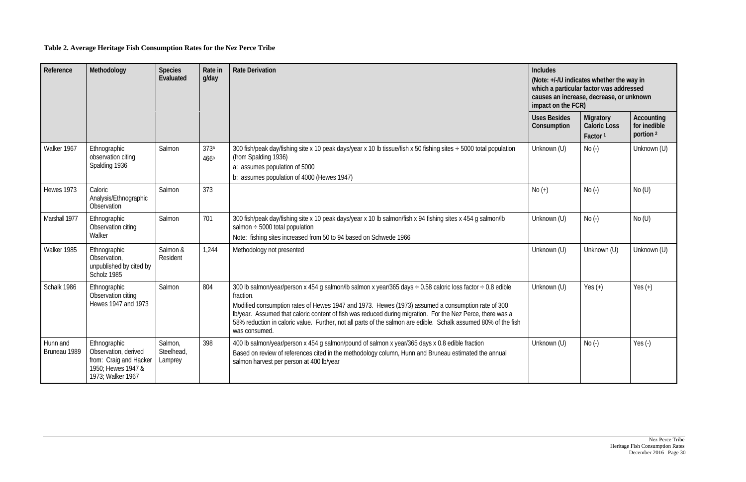**Table 2. Average Heritage Fish Consumption Rates for the Nez Perce Tribe**

| Reference | Methodology | Species Evaluated | Rate in g/day | Rate Derivation | Includes (Note: +/-/U indicates whether the way in which a particular factor was addressed causes an increase, decrease, or unknown impact on the FCR) | | |
|---|---|---|---|---|---|---|---|
| | | | | | Uses Besides Consumption | Migratory Caloric Loss Factor [1] | Accounting for inedible portion [2] |
| Walker 1967 | Ethnographic observation citing Spalding 1936 | Salmon | 373[a] 466[b] | 300 fish/peak day/fishing site x 10 peak days/year x 10 lb tissue/fish x 50 fishing sites ÷ 5000 total population (from Spalding 1936)<br>a: assumes population of 5000<br>b: assumes population of 4000 (Hewes 1947) | Unknown (U) | No (-) | Unknown (U) |
| Hewes 1973 | Caloric Analysis/Ethnographic Observation | Salmon | 373 | | No (+) | No (-) | No (U) |
| Marshall 1977 | Ethnographic Observation citing Walker | Salmon | 701 | 300 fish/peak day/fishing site x 10 peak days/year x 10 lb salmon/fish x 94 fishing sites x 454 g salmon/lb salmon ÷ 5000 total population<br>Note: fishing sites increased from 50 to 94 based on Schwede 1966 | Unknown (U) | No (-) | No (U) |
| Walker 1985 | Ethnographic Observation, unpublished by cited by Scholz 1985 | Salmon & Resident | 1,244 | Methodology not presented | Unknown (U) | Unknown (U) | Unknown (U) |
| Schalk 1986 | Ethnographic Observation citing Hewes 1947 and 1973 | Salmon | 804 | 300 lb salmon/year/person x 454 g salmon/lb salmon x year/365 days ÷ 0.58 caloric loss factor ÷ 0.8 edible fraction.<br>Modified consumption rates of Hewes 1947 and 1973. Hewes (1973) assumed a consumption rate of 300 lb/year. Assumed that caloric content of fish was reduced during migration. For the Nez Perce, there was a 58% reduction in caloric value. Further, not all parts of the salmon are edible. Schalk assumed 80% of the fish was consumed. | Unknown (U) | Yes (+) | Yes (+) |
| Hunn and Bruneau 1989 | Ethnographic Observation, derived from: Craig and Hacker 1950; Hewes 1947 & 1973; Walker 1967 | Salmon, Steelhead, Lamprey | 398 | 400 lb salmon/year/person x 454 g salmon/pound of salmon x year/365 days x 0.8 edible fraction<br>Based on review of references cited in the methodology column, Hunn and Bruneau estimated the annual salmon harvest per person at 400 lb/year | Unknown (U) | No (-) | Yes (-) |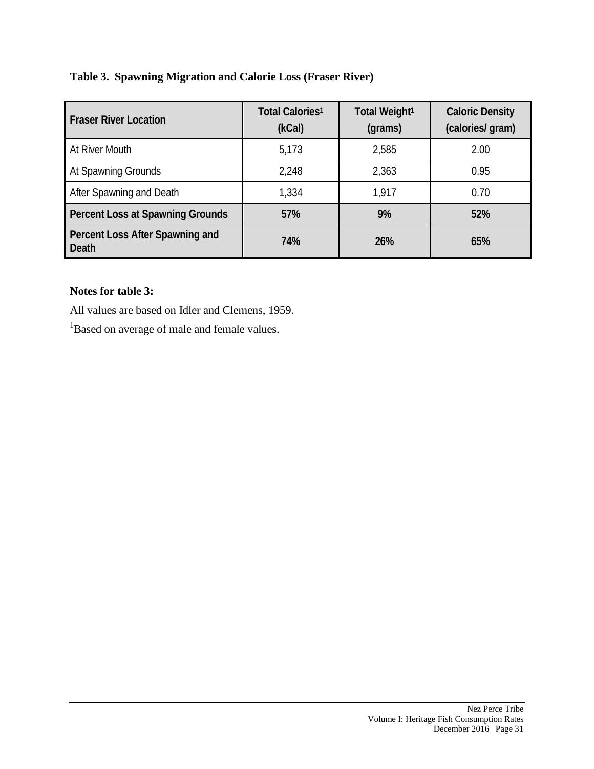**Table 3. Spawning Migration and Calorie Loss (Fraser River)**

| Fraser River Location | Total Calories[1] (kCal) | Total Weight[1] (grams) | Caloric Density (calories/ gram) |
|---|---|---|---|
| At River Mouth | 5,173 | 2,585 | 2.00 |
| At Spawning Grounds | 2,248 | 2,363 | 0.95 |
| After Spawning and Death | 1,334 | 1,917 | 0.70 |
| **Percent Loss at Spawning Grounds** | **57%** | **9%** | **52%** |
| **Percent Loss After Spawning and Death** | **74%** | **26%** | **65%** |

**Notes for table 3:**

All values are based on Idler and Clemens, 1959.

[1]Based on average of male and female values.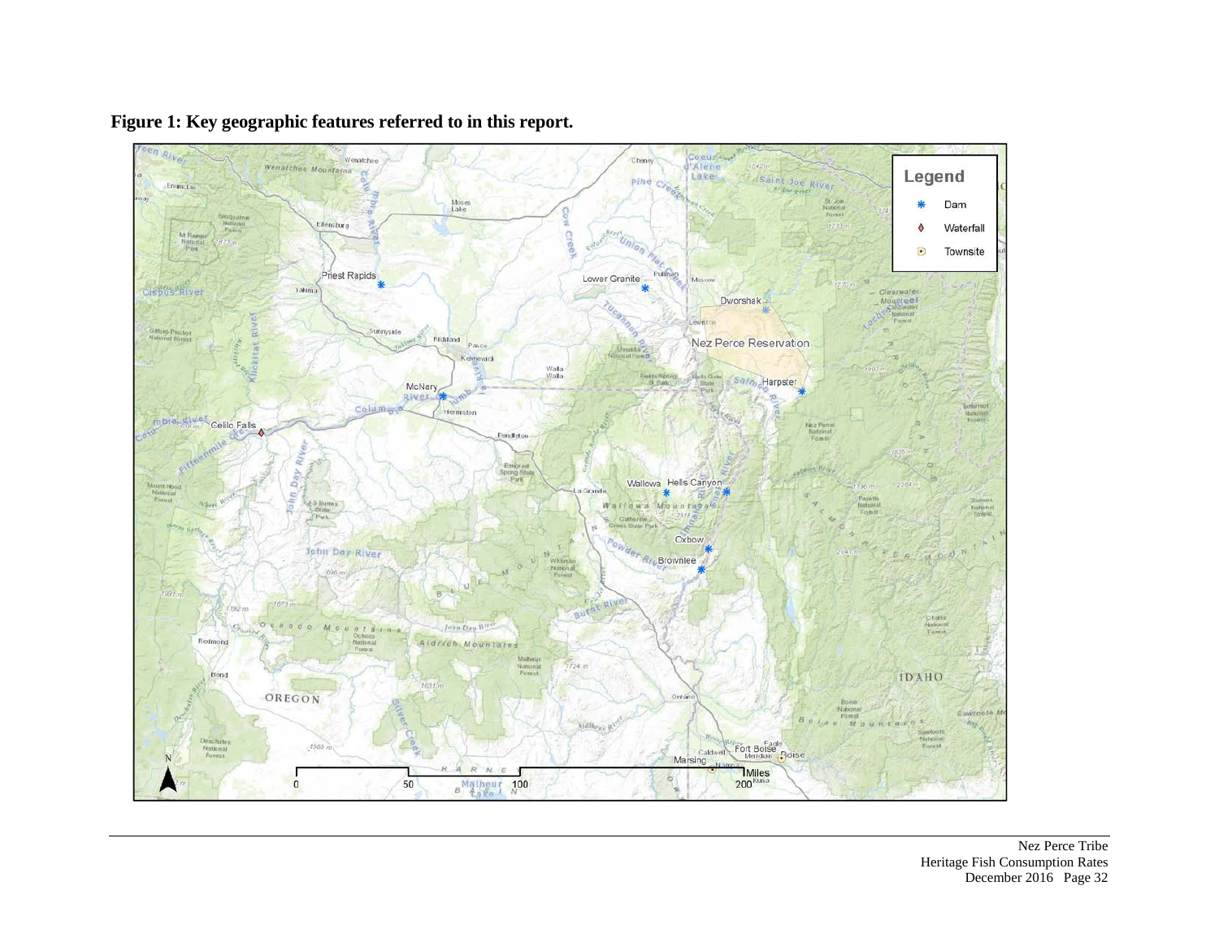**Figure 1: Key geographic features referred to in this report.**

Legend

Dam

Waterfall

Townsite

Priest Rapids

Lower Granite

Dworshak

Nez Perce Reservation

Harpster

McNary

Celilo Falls

Wallowa

Hells Canyon

Oxbow

Brownlee

Fort Boise

Marsing

Boise

OREGON

IDAHO

0 50 100 200 Miles